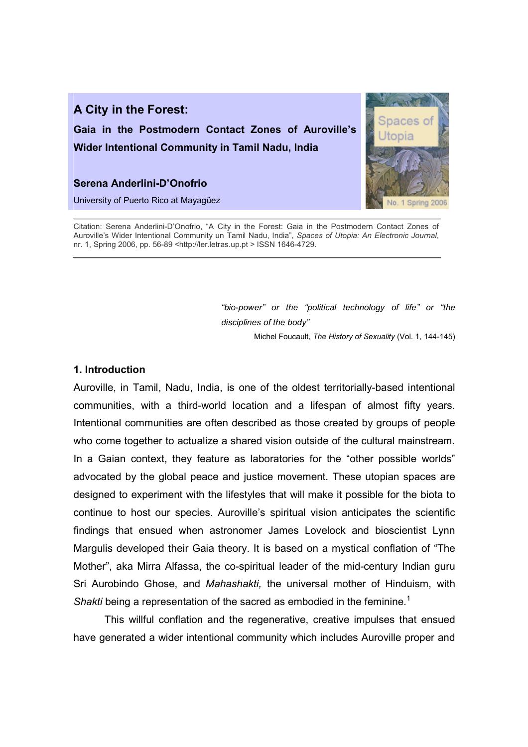# A City in the Forest:

## Gaia in the Postmodern Contact Zones of Auroville's Wider Intentional Community in Tamil Nadu, India

**Serena Anderlini-D'Onofrio**

University of Puerto Rico at Mayagüez

Citation: Serena Anderlini-D'Onofrio, "A City in the Forest: Gaia in the Postmodern Contact Zones of Auroville's Wider Intentional Community un Tamil Nadu, India", *Spaces of Utopia: An Electronic Journal*, nr. 1, Spring 2006, pp. 56-89 <http://ler.letras.up.pt > ISSN 1646-4729.

> *"bio-power" or the "political technology of life" or "the disciplines of the body"*
>
> Michel Foucault, *The History of Sexuality* (Vol. 1, 144-145)

### 1. Introduction

Auroville, in Tamil, Nadu, India, is one of the oldest territorially-based intentional communities, with a third-world location and a lifespan of almost fifty years. Intentional communities are often described as those created by groups of people who come together to actualize a shared vision outside of the cultural mainstream. In a Gaian context, they feature as laboratories for the "other possible worlds" advocated by the global peace and justice movement. These utopian spaces are designed to experiment with the lifestyles that will make it possible for the biota to continue to host our species. Auroville's spiritual vision anticipates the scientific findings that ensued when astronomer James Lovelock and bioscientist Lynn Margulis developed their Gaia theory. It is based on a mystical conflation of "The Mother", aka Mirra Alfassa, the co-spiritual leader of the mid-century Indian guru Sri Aurobindo Ghose, and *Mahashakti,* the universal mother of Hinduism, with *Shakti* being a representation of the sacred as embodied in the feminine.[1]

This willful conflation and the regenerative, creative impulses that ensued have generated a wider intentional community which includes Auroville proper and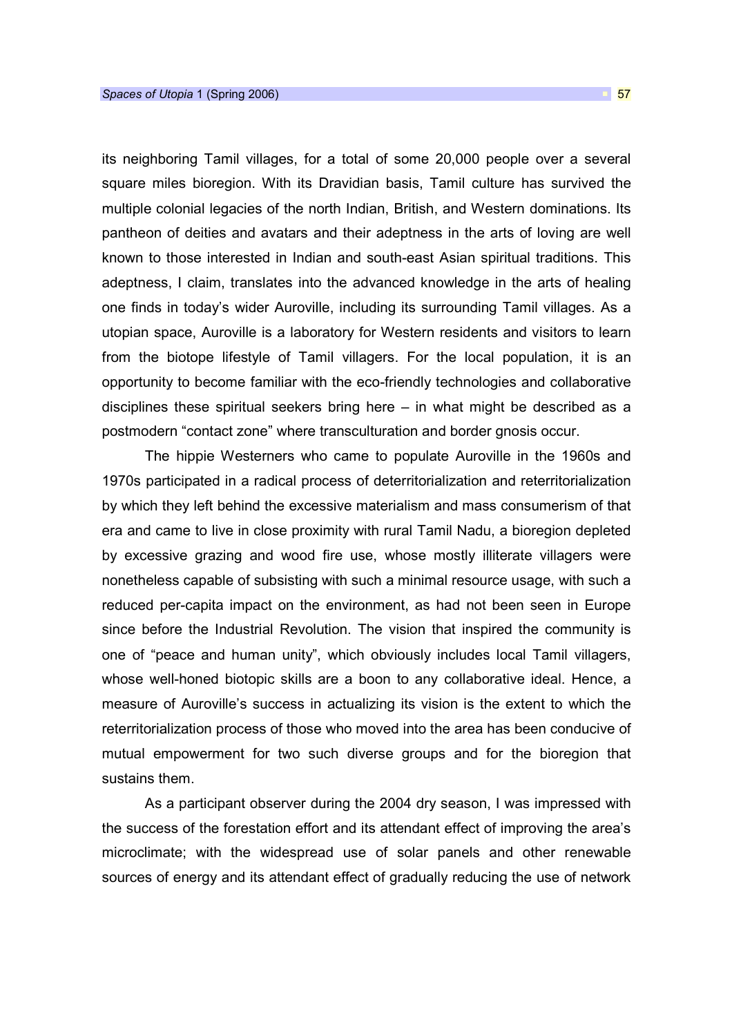its neighboring Tamil villages, for a total of some 20,000 people over a several square miles bioregion. With its Dravidian basis, Tamil culture has survived the multiple colonial legacies of the north Indian, British, and Western dominations. Its pantheon of deities and avatars and their adeptness in the arts of loving are well known to those interested in Indian and south-east Asian spiritual traditions. This adeptness, I claim, translates into the advanced knowledge in the arts of healing one finds in today's wider Auroville, including its surrounding Tamil villages. As a utopian space, Auroville is a laboratory for Western residents and visitors to learn from the biotope lifestyle of Tamil villagers. For the local population, it is an opportunity to become familiar with the eco-friendly technologies and collaborative disciplines these spiritual seekers bring here – in what might be described as a postmodern "contact zone" where transculturation and border gnosis occur.

The hippie Westerners who came to populate Auroville in the 1960s and 1970s participated in a radical process of deterritorialization and reterritorialization by which they left behind the excessive materialism and mass consumerism of that era and came to live in close proximity with rural Tamil Nadu, a bioregion depleted by excessive grazing and wood fire use, whose mostly illiterate villagers were nonetheless capable of subsisting with such a minimal resource usage, with such a reduced per-capita impact on the environment, as had not been seen in Europe since before the Industrial Revolution. The vision that inspired the community is one of "peace and human unity", which obviously includes local Tamil villagers, whose well-honed biotopic skills are a boon to any collaborative ideal. Hence, a measure of Auroville's success in actualizing its vision is the extent to which the reterritorialization process of those who moved into the area has been conducive of mutual empowerment for two such diverse groups and for the bioregion that sustains them.

As a participant observer during the 2004 dry season, I was impressed with the success of the forestation effort and its attendant effect of improving the area's microclimate; with the widespread use of solar panels and other renewable sources of energy and its attendant effect of gradually reducing the use of network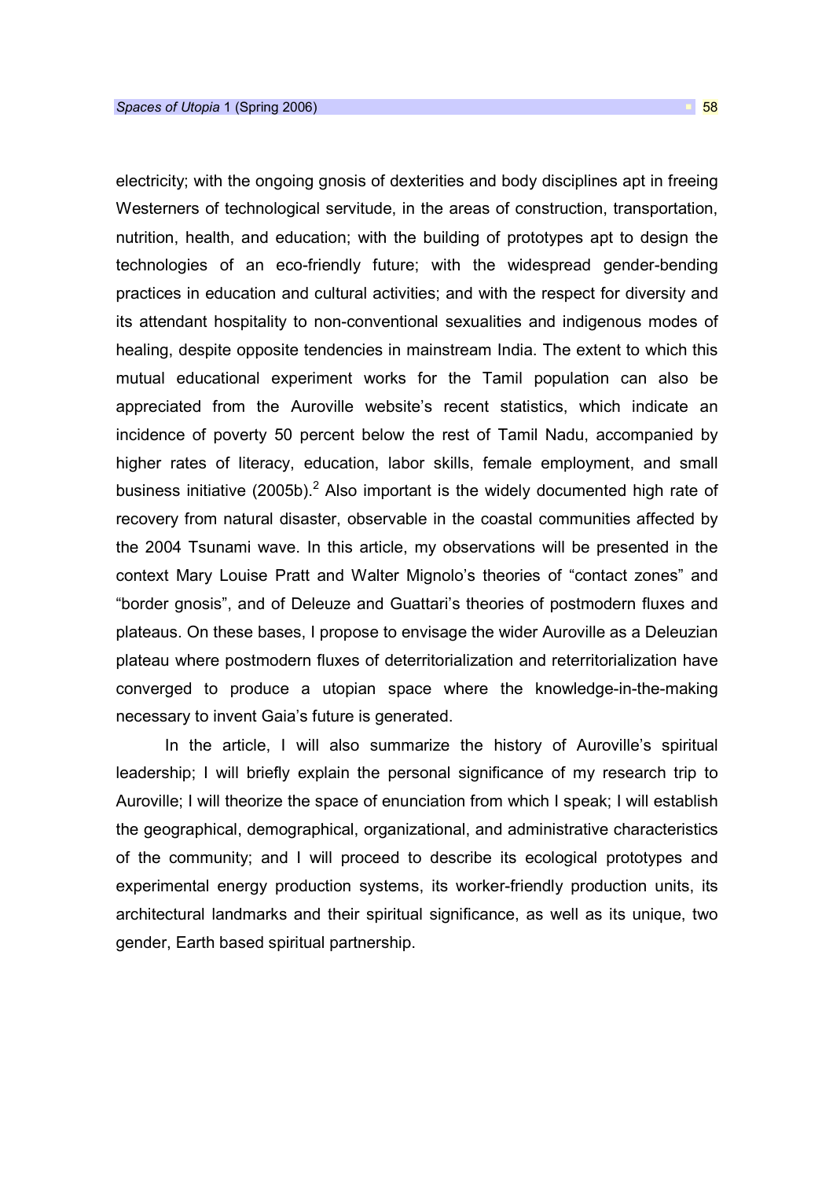electricity; with the ongoing gnosis of dexterities and body disciplines apt in freeing Westerners of technological servitude, in the areas of construction, transportation, nutrition, health, and education; with the building of prototypes apt to design the technologies of an eco-friendly future; with the widespread gender-bending practices in education and cultural activities; and with the respect for diversity and its attendant hospitality to non-conventional sexualities and indigenous modes of healing, despite opposite tendencies in mainstream India. The extent to which this mutual educational experiment works for the Tamil population can also be appreciated from the Auroville website's recent statistics, which indicate an incidence of poverty 50 percent below the rest of Tamil Nadu, accompanied by higher rates of literacy, education, labor skills, female employment, and small business initiative (2005b).[2] Also important is the widely documented high rate of recovery from natural disaster, observable in the coastal communities affected by the 2004 Tsunami wave. In this article, my observations will be presented in the context Mary Louise Pratt and Walter Mignolo's theories of "contact zones" and "border gnosis", and of Deleuze and Guattari's theories of postmodern fluxes and plateaus. On these bases, I propose to envisage the wider Auroville as a Deleuzian plateau where postmodern fluxes of deterritorialization and reterritorialization have converged to produce a utopian space where the knowledge-in-the-making necessary to invent Gaia's future is generated.

In the article, I will also summarize the history of Auroville's spiritual leadership; I will briefly explain the personal significance of my research trip to Auroville; I will theorize the space of enunciation from which I speak; I will establish the geographical, demographical, organizational, and administrative characteristics of the community; and I will proceed to describe its ecological prototypes and experimental energy production systems, its worker-friendly production units, its architectural landmarks and their spiritual significance, as well as its unique, two gender, Earth based spiritual partnership.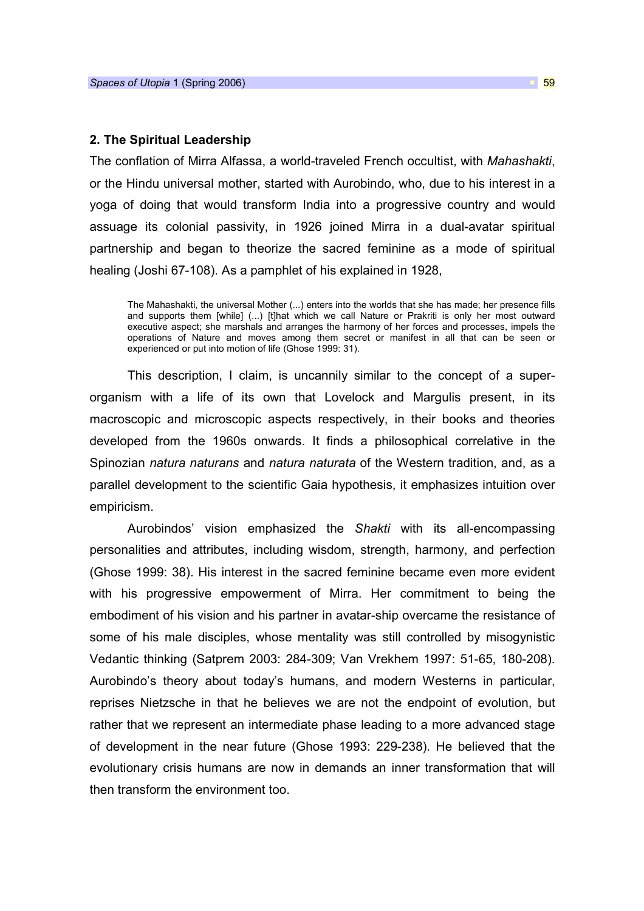## 2. The Spiritual Leadership

The conflation of Mirra Alfassa, a world-traveled French occultist, with *Mahashakti*, or the Hindu universal mother, started with Aurobindo, who, due to his interest in a yoga of doing that would transform India into a progressive country and would assuage its colonial passivity, in 1926 joined Mirra in a dual-avatar spiritual partnership and began to theorize the sacred feminine as a mode of spiritual healing (Joshi 67-108). As a pamphlet of his explained in 1928,

> The Mahashakti, the universal Mother (...) enters into the worlds that she has made; her presence fills and supports them [while] (...) [t]hat which we call Nature or Prakriti is only her most outward executive aspect; she marshals and arranges the harmony of her forces and processes, impels the operations of Nature and moves among them secret or manifest in all that can be seen or experienced or put into motion of life (Ghose 1999: 31).

This description, I claim, is uncannily similar to the concept of a super-organism with a life of its own that Lovelock and Margulis present, in its macroscopic and microscopic aspects respectively, in their books and theories developed from the 1960s onwards. It finds a philosophical correlative in the Spinozian *natura naturans* and *natura naturata* of the Western tradition, and, as a parallel development to the scientific Gaia hypothesis, it emphasizes intuition over empiricism.

Aurobindos' vision emphasized the *Shakti* with its all-encompassing personalities and attributes, including wisdom, strength, harmony, and perfection (Ghose 1999: 38). His interest in the sacred feminine became even more evident with his progressive empowerment of Mirra. Her commitment to being the embodiment of his vision and his partner in avatar-ship overcame the resistance of some of his male disciples, whose mentality was still controlled by misogynistic Vedantic thinking (Satprem 2003: 284-309; Van Vrekhem 1997: 51-65, 180-208). Aurobindo's theory about today's humans, and modern Westerns in particular, reprises Nietzsche in that he believes we are not the endpoint of evolution, but rather that we represent an intermediate phase leading to a more advanced stage of development in the near future (Ghose 1993: 229-238). He believed that the evolutionary crisis humans are now in demands an inner transformation that will then transform the environment too.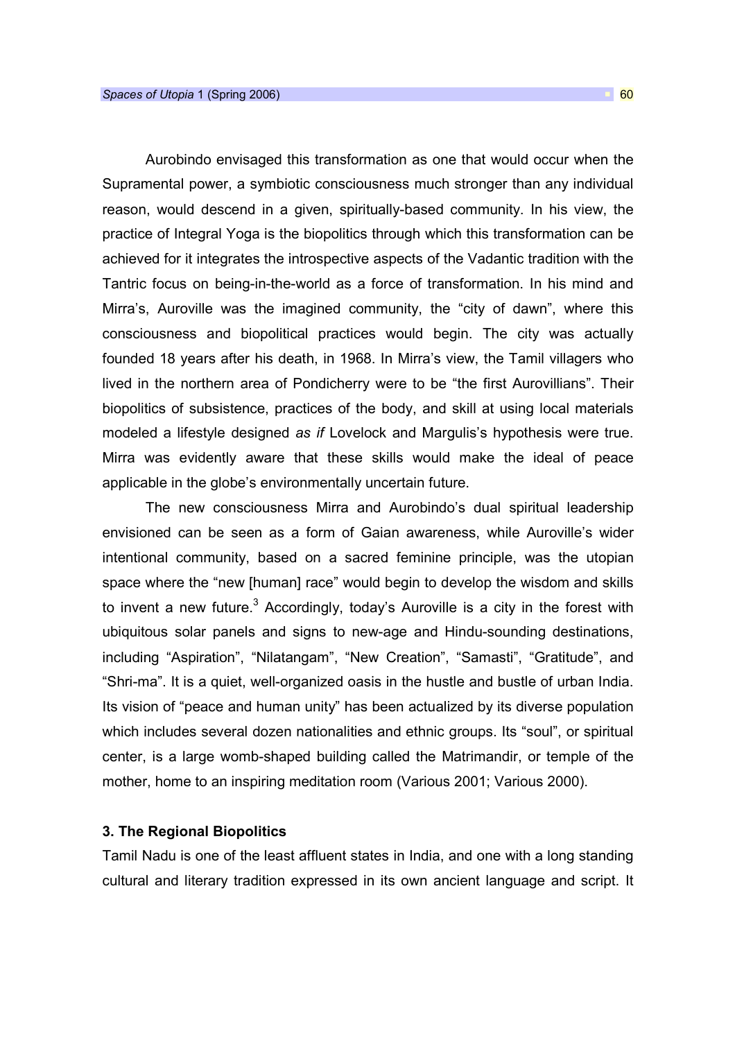Aurobindo envisaged this transformation as one that would occur when the Supramental power, a symbiotic consciousness much stronger than any individual reason, would descend in a given, spiritually-based community. In his view, the practice of Integral Yoga is the biopolitics through which this transformation can be achieved for it integrates the introspective aspects of the Vadantic tradition with the Tantric focus on being-in-the-world as a force of transformation. In his mind and Mirra's, Auroville was the imagined community, the "city of dawn", where this consciousness and biopolitical practices would begin. The city was actually founded 18 years after his death, in 1968. In Mirra's view, the Tamil villagers who lived in the northern area of Pondicherry were to be "the first Aurovillians". Their biopolitics of subsistence, practices of the body, and skill at using local materials modeled a lifestyle designed *as if* Lovelock and Margulis's hypothesis were true. Mirra was evidently aware that these skills would make the ideal of peace applicable in the globe's environmentally uncertain future.

The new consciousness Mirra and Aurobindo's dual spiritual leadership envisioned can be seen as a form of Gaian awareness, while Auroville's wider intentional community, based on a sacred feminine principle, was the utopian space where the "new [human] race" would begin to develop the wisdom and skills to invent a new future.[3] Accordingly, today's Auroville is a city in the forest with ubiquitous solar panels and signs to new-age and Hindu-sounding destinations, including "Aspiration", "Nilatangam", "New Creation", "Samasti", "Gratitude", and "Shri-ma". It is a quiet, well-organized oasis in the hustle and bustle of urban India. Its vision of "peace and human unity" has been actualized by its diverse population which includes several dozen nationalities and ethnic groups. Its "soul", or spiritual center, is a large womb-shaped building called the Matrimandir, or temple of the mother, home to an inspiring meditation room (Various 2001; Various 2000).

### 3. The Regional Biopolitics

Tamil Nadu is one of the least affluent states in India, and one with a long standing cultural and literary tradition expressed in its own ancient language and script. It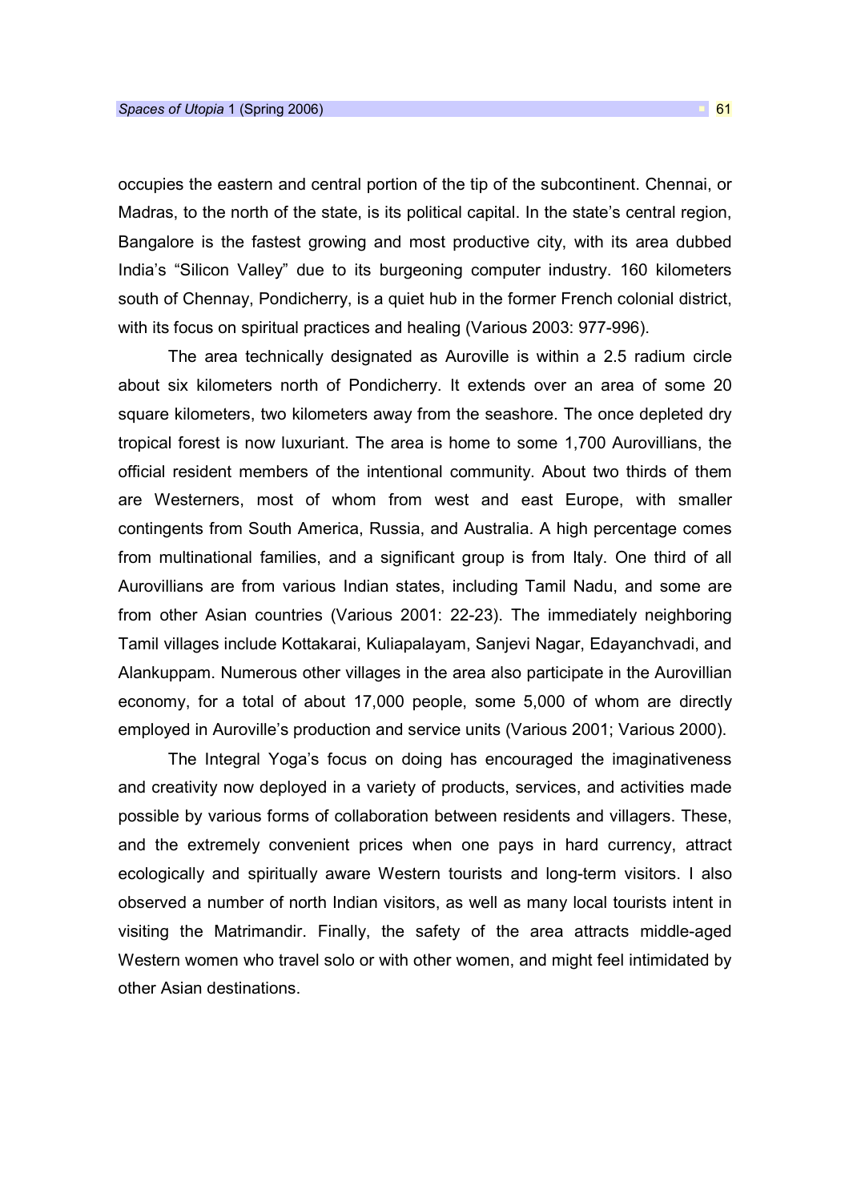occupies the eastern and central portion of the tip of the subcontinent. Chennai, or Madras, to the north of the state, is its political capital. In the state's central region, Bangalore is the fastest growing and most productive city, with its area dubbed India's "Silicon Valley" due to its burgeoning computer industry. 160 kilometers south of Chennay, Pondicherry, is a quiet hub in the former French colonial district, with its focus on spiritual practices and healing (Various 2003: 977-996).

The area technically designated as Auroville is within a 2.5 radium circle about six kilometers north of Pondicherry. It extends over an area of some 20 square kilometers, two kilometers away from the seashore. The once depleted dry tropical forest is now luxuriant. The area is home to some 1,700 Aurovillians, the official resident members of the intentional community. About two thirds of them are Westerners, most of whom from west and east Europe, with smaller contingents from South America, Russia, and Australia. A high percentage comes from multinational families, and a significant group is from Italy. One third of all Aurovillians are from various Indian states, including Tamil Nadu, and some are from other Asian countries (Various 2001: 22-23). The immediately neighboring Tamil villages include Kottakarai, Kuliapalayam, Sanjevi Nagar, Edayanchvadi, and Alankuppam. Numerous other villages in the area also participate in the Aurovillian economy, for a total of about 17,000 people, some 5,000 of whom are directly employed in Auroville's production and service units (Various 2001; Various 2000).

The Integral Yoga's focus on doing has encouraged the imaginativeness and creativity now deployed in a variety of products, services, and activities made possible by various forms of collaboration between residents and villagers. These, and the extremely convenient prices when one pays in hard currency, attract ecologically and spiritually aware Western tourists and long-term visitors. I also observed a number of north Indian visitors, as well as many local tourists intent in visiting the Matrimandir. Finally, the safety of the area attracts middle-aged Western women who travel solo or with other women, and might feel intimidated by other Asian destinations.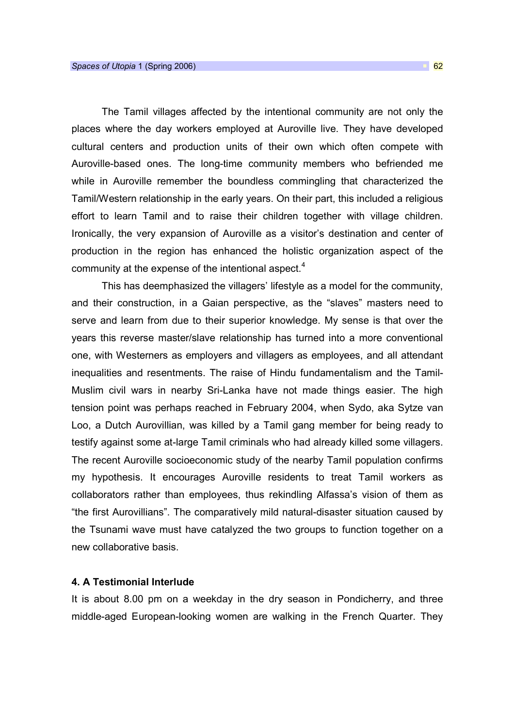The Tamil villages affected by the intentional community are not only the places where the day workers employed at Auroville live. They have developed cultural centers and production units of their own which often compete with Auroville-based ones. The long-time community members who befriended me while in Auroville remember the boundless commingling that characterized the Tamil/Western relationship in the early years. On their part, this included a religious effort to learn Tamil and to raise their children together with village children. Ironically, the very expansion of Auroville as a visitor's destination and center of production in the region has enhanced the holistic organization aspect of the community at the expense of the intentional aspect.[4]

This has deemphasized the villagers' lifestyle as a model for the community, and their construction, in a Gaian perspective, as the "slaves" masters need to serve and learn from due to their superior knowledge. My sense is that over the years this reverse master/slave relationship has turned into a more conventional one, with Westerners as employers and villagers as employees, and all attendant inequalities and resentments. The raise of Hindu fundamentalism and the Tamil-Muslim civil wars in nearby Sri-Lanka have not made things easier. The high tension point was perhaps reached in February 2004, when Sydo, aka Sytze van Loo, a Dutch Aurovillian, was killed by a Tamil gang member for being ready to testify against some at-large Tamil criminals who had already killed some villagers. The recent Auroville socioeconomic study of the nearby Tamil population confirms my hypothesis. It encourages Auroville residents to treat Tamil workers as collaborators rather than employees, thus rekindling Alfassa's vision of them as "the first Aurovillians". The comparatively mild natural-disaster situation caused by the Tsunami wave must have catalyzed the two groups to function together on a new collaborative basis.

### 4. A Testimonial Interlude

It is about 8.00 pm on a weekday in the dry season in Pondicherry, and three middle-aged European-looking women are walking in the French Quarter. They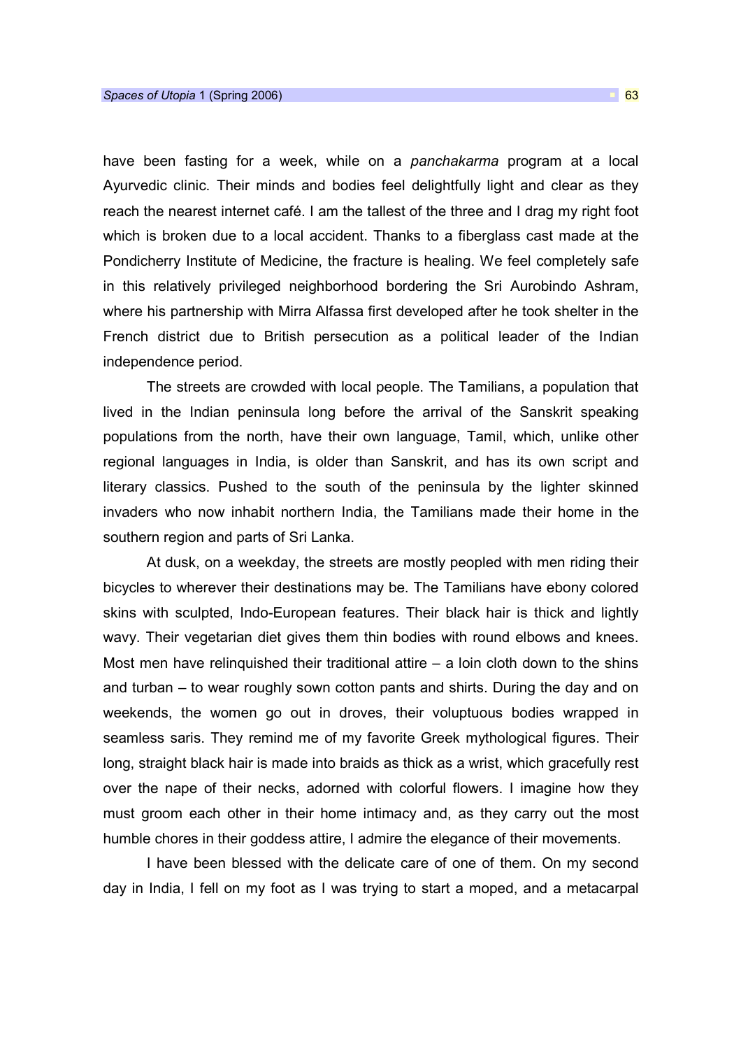have been fasting for a week, while on a *panchakarma* program at a local Ayurvedic clinic. Their minds and bodies feel delightfully light and clear as they reach the nearest internet café. I am the tallest of the three and I drag my right foot which is broken due to a local accident. Thanks to a fiberglass cast made at the Pondicherry Institute of Medicine, the fracture is healing. We feel completely safe in this relatively privileged neighborhood bordering the Sri Aurobindo Ashram, where his partnership with Mirra Alfassa first developed after he took shelter in the French district due to British persecution as a political leader of the Indian independence period.

The streets are crowded with local people. The Tamilians, a population that lived in the Indian peninsula long before the arrival of the Sanskrit speaking populations from the north, have their own language, Tamil, which, unlike other regional languages in India, is older than Sanskrit, and has its own script and literary classics. Pushed to the south of the peninsula by the lighter skinned invaders who now inhabit northern India, the Tamilians made their home in the southern region and parts of Sri Lanka.

At dusk, on a weekday, the streets are mostly peopled with men riding their bicycles to wherever their destinations may be. The Tamilians have ebony colored skins with sculpted, Indo-European features. Their black hair is thick and lightly wavy. Their vegetarian diet gives them thin bodies with round elbows and knees. Most men have relinquished their traditional attire – a loin cloth down to the shins and turban – to wear roughly sown cotton pants and shirts. During the day and on weekends, the women go out in droves, their voluptuous bodies wrapped in seamless saris. They remind me of my favorite Greek mythological figures. Their long, straight black hair is made into braids as thick as a wrist, which gracefully rest over the nape of their necks, adorned with colorful flowers. I imagine how they must groom each other in their home intimacy and, as they carry out the most humble chores in their goddess attire, I admire the elegance of their movements.

I have been blessed with the delicate care of one of them. On my second day in India, I fell on my foot as I was trying to start a moped, and a metacarpal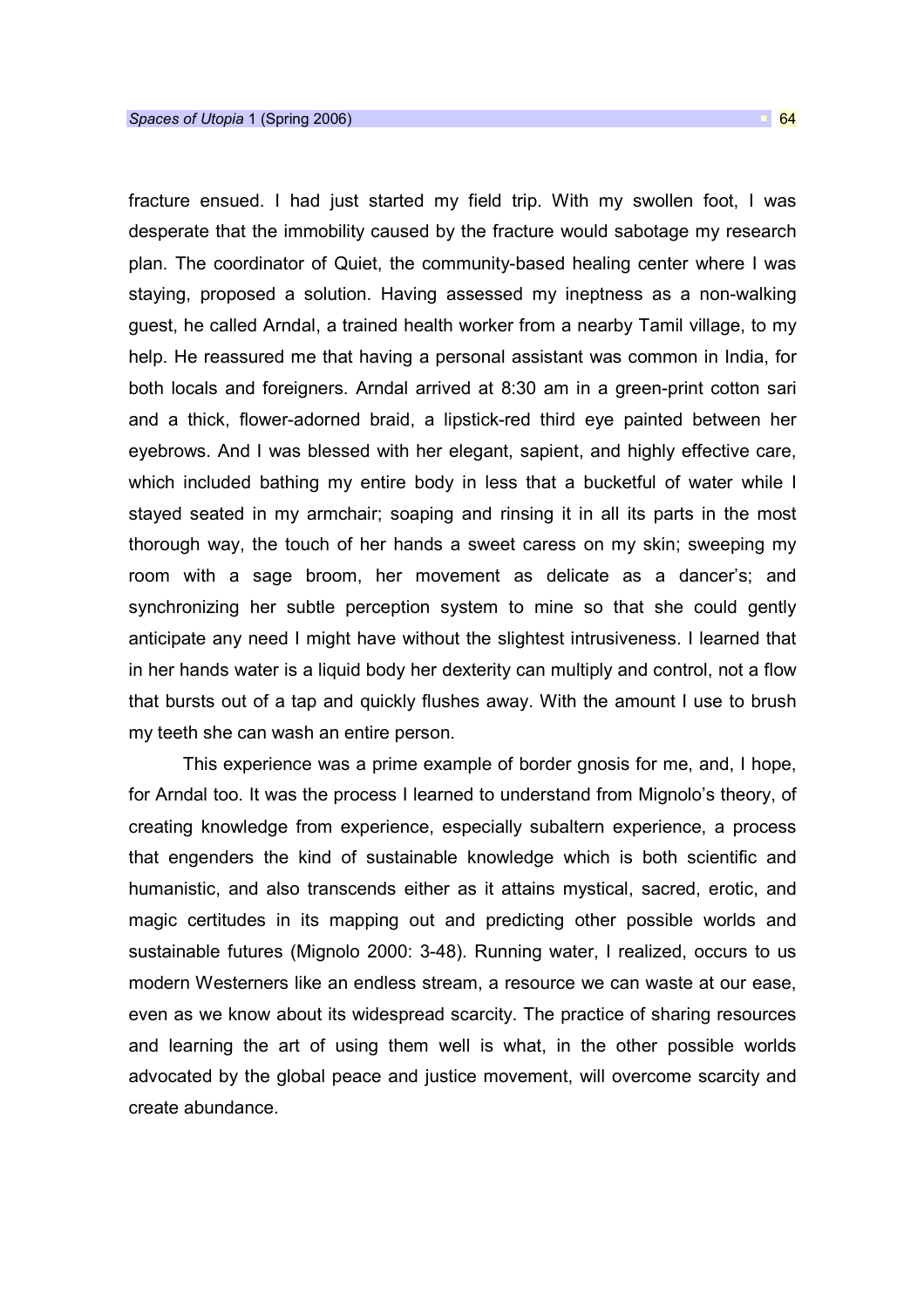fracture ensued. I had just started my field trip. With my swollen foot, I was desperate that the immobility caused by the fracture would sabotage my research plan. The coordinator of Quiet, the community-based healing center where I was staying, proposed a solution. Having assessed my ineptness as a non-walking guest, he called Arndal, a trained health worker from a nearby Tamil village, to my help. He reassured me that having a personal assistant was common in India, for both locals and foreigners. Arndal arrived at 8:30 am in a green-print cotton sari and a thick, flower-adorned braid, a lipstick-red third eye painted between her eyebrows. And I was blessed with her elegant, sapient, and highly effective care, which included bathing my entire body in less that a bucketful of water while I stayed seated in my armchair; soaping and rinsing it in all its parts in the most thorough way, the touch of her hands a sweet caress on my skin; sweeping my room with a sage broom, her movement as delicate as a dancer's; and synchronizing her subtle perception system to mine so that she could gently anticipate any need I might have without the slightest intrusiveness. I learned that in her hands water is a liquid body her dexterity can multiply and control, not a flow that bursts out of a tap and quickly flushes away. With the amount I use to brush my teeth she can wash an entire person.

This experience was a prime example of border gnosis for me, and, I hope, for Arndal too. It was the process I learned to understand from Mignolo's theory, of creating knowledge from experience, especially subaltern experience, a process that engenders the kind of sustainable knowledge which is both scientific and humanistic, and also transcends either as it attains mystical, sacred, erotic, and magic certitudes in its mapping out and predicting other possible worlds and sustainable futures (Mignolo 2000: 3-48). Running water, I realized, occurs to us modern Westerners like an endless stream, a resource we can waste at our ease, even as we know about its widespread scarcity. The practice of sharing resources and learning the art of using them well is what, in the other possible worlds advocated by the global peace and justice movement, will overcome scarcity and create abundance.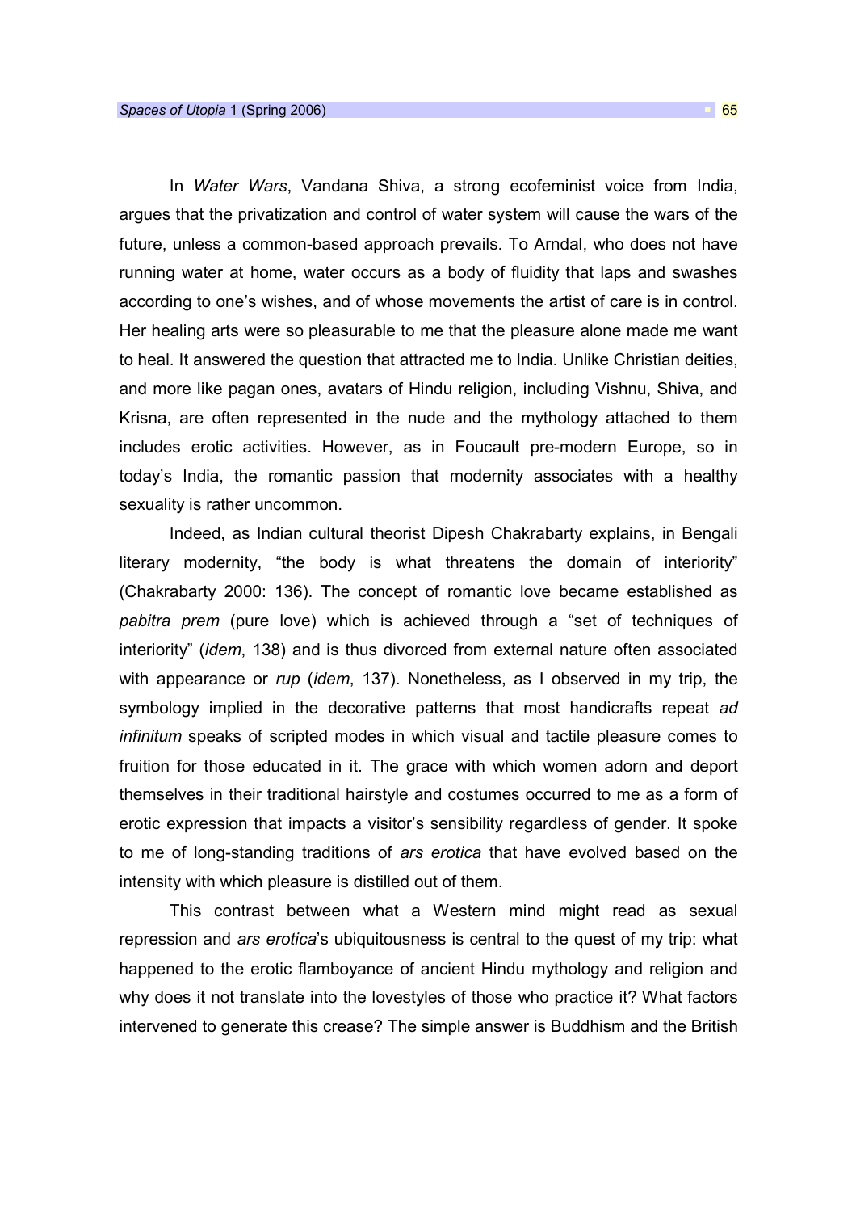In *Water Wars*, Vandana Shiva, a strong ecofeminist voice from India, argues that the privatization and control of water system will cause the wars of the future, unless a common-based approach prevails. To Arndal, who does not have running water at home, water occurs as a body of fluidity that laps and swashes according to one's wishes, and of whose movements the artist of care is in control. Her healing arts were so pleasurable to me that the pleasure alone made me want to heal. It answered the question that attracted me to India. Unlike Christian deities, and more like pagan ones, avatars of Hindu religion, including Vishnu, Shiva, and Krisna, are often represented in the nude and the mythology attached to them includes erotic activities. However, as in Foucault pre-modern Europe, so in today's India, the romantic passion that modernity associates with a healthy sexuality is rather uncommon.

Indeed, as Indian cultural theorist Dipesh Chakrabarty explains, in Bengali literary modernity, "the body is what threatens the domain of interiority" (Chakrabarty 2000: 136). The concept of romantic love became established as *pabitra prem* (pure love) which is achieved through a "set of techniques of interiority" (*idem*, 138) and is thus divorced from external nature often associated with appearance or *rup* (*idem*, 137). Nonetheless, as I observed in my trip, the symbology implied in the decorative patterns that most handicrafts repeat *ad infinitum* speaks of scripted modes in which visual and tactile pleasure comes to fruition for those educated in it. The grace with which women adorn and deport themselves in their traditional hairstyle and costumes occurred to me as a form of erotic expression that impacts a visitor's sensibility regardless of gender. It spoke to me of long-standing traditions of *ars erotica* that have evolved based on the intensity with which pleasure is distilled out of them.

This contrast between what a Western mind might read as sexual repression and *ars erotica*'s ubiquitousness is central to the quest of my trip: what happened to the erotic flamboyance of ancient Hindu mythology and religion and why does it not translate into the lovestyles of those who practice it? What factors intervened to generate this crease? The simple answer is Buddhism and the British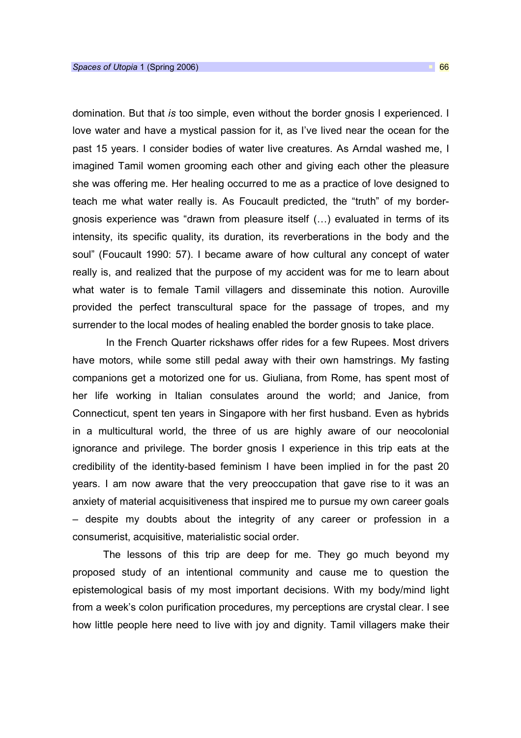domination. But that *is* too simple, even without the border gnosis I experienced. I love water and have a mystical passion for it, as I've lived near the ocean for the past 15 years. I consider bodies of water live creatures. As Arndal washed me, I imagined Tamil women grooming each other and giving each other the pleasure she was offering me. Her healing occurred to me as a practice of love designed to teach me what water really is. As Foucault predicted, the "truth" of my border-gnosis experience was "drawn from pleasure itself (…) evaluated in terms of its intensity, its specific quality, its duration, its reverberations in the body and the soul" (Foucault 1990: 57). I became aware of how cultural any concept of water really is, and realized that the purpose of my accident was for me to learn about what water is to female Tamil villagers and disseminate this notion. Auroville provided the perfect transcultural space for the passage of tropes, and my surrender to the local modes of healing enabled the border gnosis to take place.

In the French Quarter rickshaws offer rides for a few Rupees. Most drivers have motors, while some still pedal away with their own hamstrings. My fasting companions get a motorized one for us. Giuliana, from Rome, has spent most of her life working in Italian consulates around the world; and Janice, from Connecticut, spent ten years in Singapore with her first husband. Even as hybrids in a multicultural world, the three of us are highly aware of our neocolonial ignorance and privilege. The border gnosis I experience in this trip eats at the credibility of the identity-based feminism I have been implied in for the past 20 years. I am now aware that the very preoccupation that gave rise to it was an anxiety of material acquisitiveness that inspired me to pursue my own career goals – despite my doubts about the integrity of any career or profession in a consumerist, acquisitive, materialistic social order.

The lessons of this trip are deep for me. They go much beyond my proposed study of an intentional community and cause me to question the epistemological basis of my most important decisions. With my body/mind light from a week's colon purification procedures, my perceptions are crystal clear. I see how little people here need to live with joy and dignity. Tamil villagers make their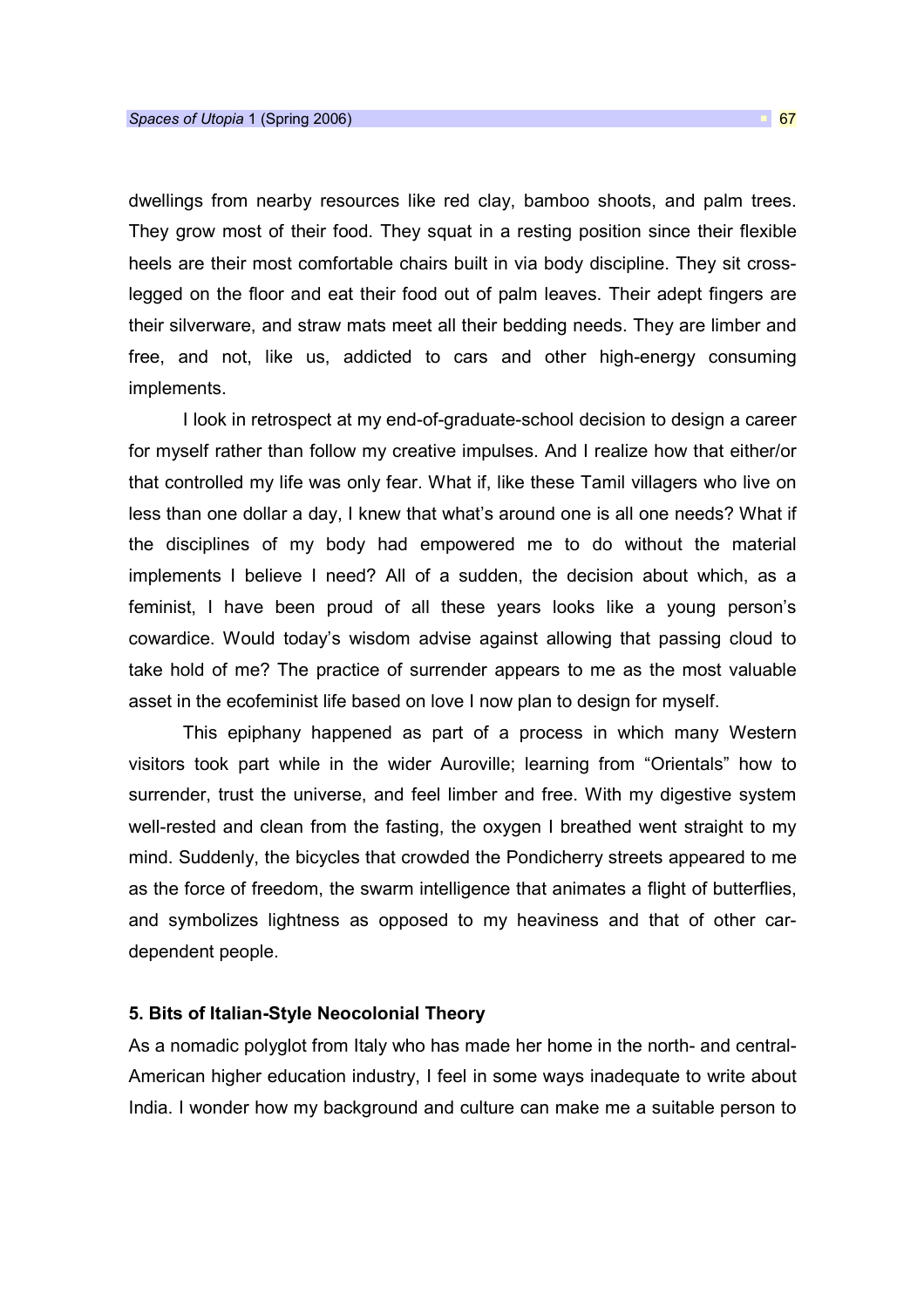dwellings from nearby resources like red clay, bamboo shoots, and palm trees. They grow most of their food. They squat in a resting position since their flexible heels are their most comfortable chairs built in via body discipline. They sit cross-legged on the floor and eat their food out of palm leaves. Their adept fingers are their silverware, and straw mats meet all their bedding needs. They are limber and free, and not, like us, addicted to cars and other high-energy consuming implements.

I look in retrospect at my end-of-graduate-school decision to design a career for myself rather than follow my creative impulses. And I realize how that either/or that controlled my life was only fear. What if, like these Tamil villagers who live on less than one dollar a day, I knew that what's around one is all one needs? What if the disciplines of my body had empowered me to do without the material implements I believe I need? All of a sudden, the decision about which, as a feminist, I have been proud of all these years looks like a young person's cowardice. Would today's wisdom advise against allowing that passing cloud to take hold of me? The practice of surrender appears to me as the most valuable asset in the ecofeminist life based on love I now plan to design for myself.

This epiphany happened as part of a process in which many Western visitors took part while in the wider Auroville; learning from "Orientals" how to surrender, trust the universe, and feel limber and free. With my digestive system well-rested and clean from the fasting, the oxygen I breathed went straight to my mind. Suddenly, the bicycles that crowded the Pondicherry streets appeared to me as the force of freedom, the swarm intelligence that animates a flight of butterflies, and symbolizes lightness as opposed to my heaviness and that of other car-dependent people.

### 5. Bits of Italian-Style Neocolonial Theory

As a nomadic polyglot from Italy who has made her home in the north- and central-American higher education industry, I feel in some ways inadequate to write about India. I wonder how my background and culture can make me a suitable person to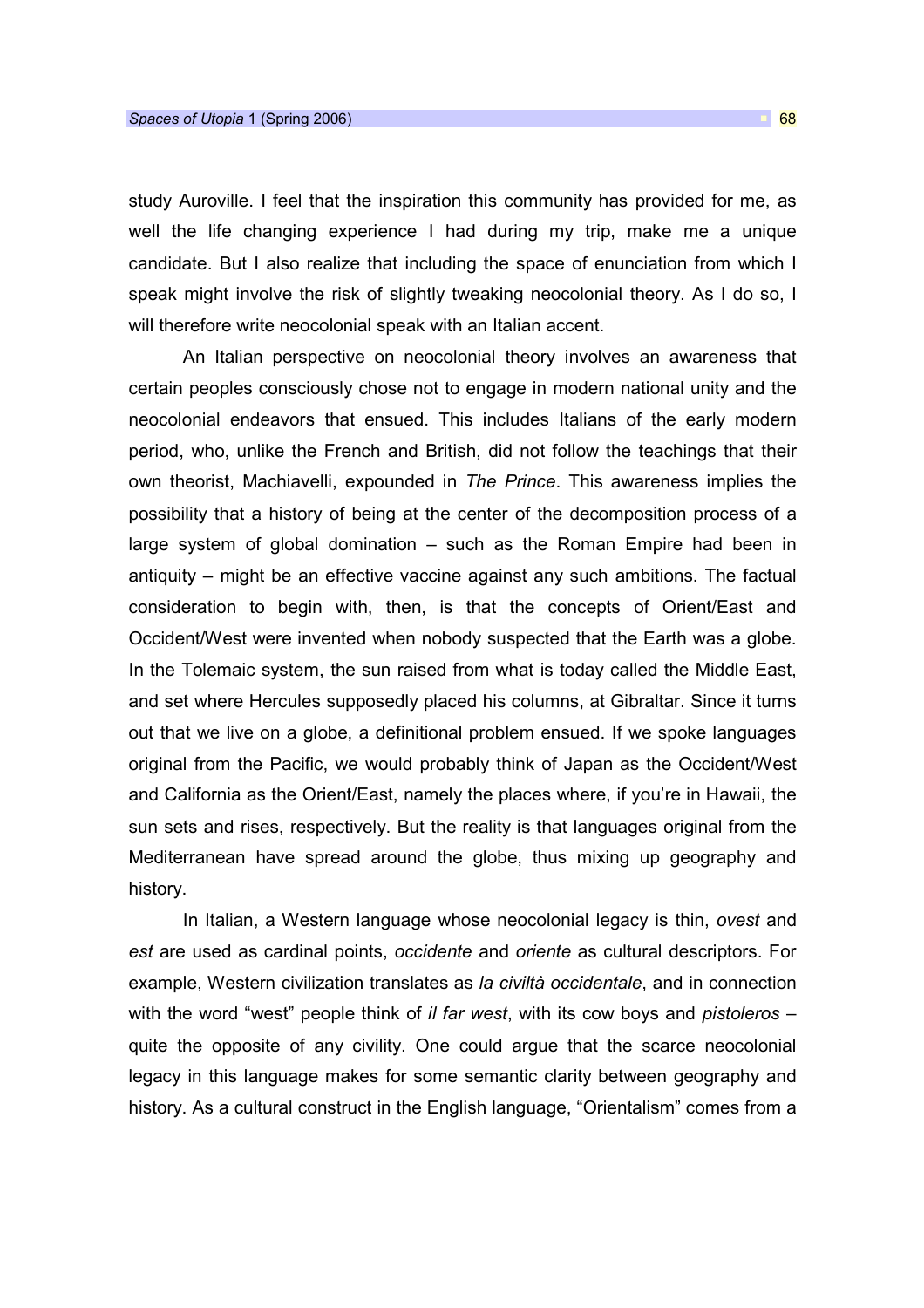study Auroville. I feel that the inspiration this community has provided for me, as well the life changing experience I had during my trip, make me a unique candidate. But I also realize that including the space of enunciation from which I speak might involve the risk of slightly tweaking neocolonial theory. As I do so, I will therefore write neocolonial speak with an Italian accent.

An Italian perspective on neocolonial theory involves an awareness that certain peoples consciously chose not to engage in modern national unity and the neocolonial endeavors that ensued. This includes Italians of the early modern period, who, unlike the French and British, did not follow the teachings that their own theorist, Machiavelli, expounded in *The Prince*. This awareness implies the possibility that a history of being at the center of the decomposition process of a large system of global domination – such as the Roman Empire had been in antiquity – might be an effective vaccine against any such ambitions. The factual consideration to begin with, then, is that the concepts of Orient/East and Occident/West were invented when nobody suspected that the Earth was a globe. In the Tolemaic system, the sun raised from what is today called the Middle East, and set where Hercules supposedly placed his columns, at Gibraltar. Since it turns out that we live on a globe, a definitional problem ensued. If we spoke languages original from the Pacific, we would probably think of Japan as the Occident/West and California as the Orient/East, namely the places where, if you're in Hawaii, the sun sets and rises, respectively. But the reality is that languages original from the Mediterranean have spread around the globe, thus mixing up geography and history.

In Italian, a Western language whose neocolonial legacy is thin, *ovest* and *est* are used as cardinal points, *occidente* and *oriente* as cultural descriptors. For example, Western civilization translates as *la civiltà occidentale*, and in connection with the word "west" people think of *il far west*, with its cow boys and *pistoleros* – quite the opposite of any civility. One could argue that the scarce neocolonial legacy in this language makes for some semantic clarity between geography and history. As a cultural construct in the English language, "Orientalism" comes from a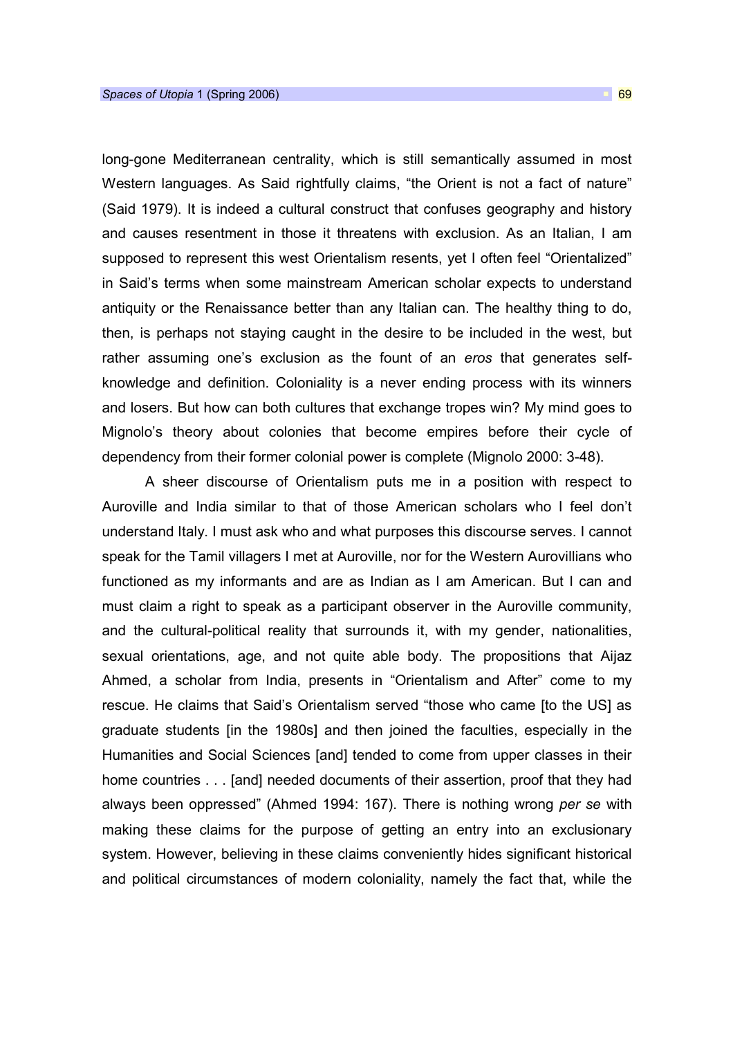long-gone Mediterranean centrality, which is still semantically assumed in most Western languages. As Said rightfully claims, "the Orient is not a fact of nature" (Said 1979). It is indeed a cultural construct that confuses geography and history and causes resentment in those it threatens with exclusion. As an Italian, I am supposed to represent this west Orientalism resents, yet I often feel "Orientalized" in Said's terms when some mainstream American scholar expects to understand antiquity or the Renaissance better than any Italian can. The healthy thing to do, then, is perhaps not staying caught in the desire to be included in the west, but rather assuming one's exclusion as the fount of an *eros* that generates self-knowledge and definition. Coloniality is a never ending process with its winners and losers. But how can both cultures that exchange tropes win? My mind goes to Mignolo's theory about colonies that become empires before their cycle of dependency from their former colonial power is complete (Mignolo 2000: 3-48).

A sheer discourse of Orientalism puts me in a position with respect to Auroville and India similar to that of those American scholars who I feel don't understand Italy. I must ask who and what purposes this discourse serves. I cannot speak for the Tamil villagers I met at Auroville, nor for the Western Aurovillians who functioned as my informants and are as Indian as I am American. But I can and must claim a right to speak as a participant observer in the Auroville community, and the cultural-political reality that surrounds it, with my gender, nationalities, sexual orientations, age, and not quite able body. The propositions that Aijaz Ahmed, a scholar from India, presents in "Orientalism and After" come to my rescue. He claims that Said's Orientalism served "those who came [to the US] as graduate students [in the 1980s] and then joined the faculties, especially in the Humanities and Social Sciences [and] tended to come from upper classes in their home countries . . . [and] needed documents of their assertion, proof that they had always been oppressed" (Ahmed 1994: 167). There is nothing wrong *per se* with making these claims for the purpose of getting an entry into an exclusionary system. However, believing in these claims conveniently hides significant historical and political circumstances of modern coloniality, namely the fact that, while the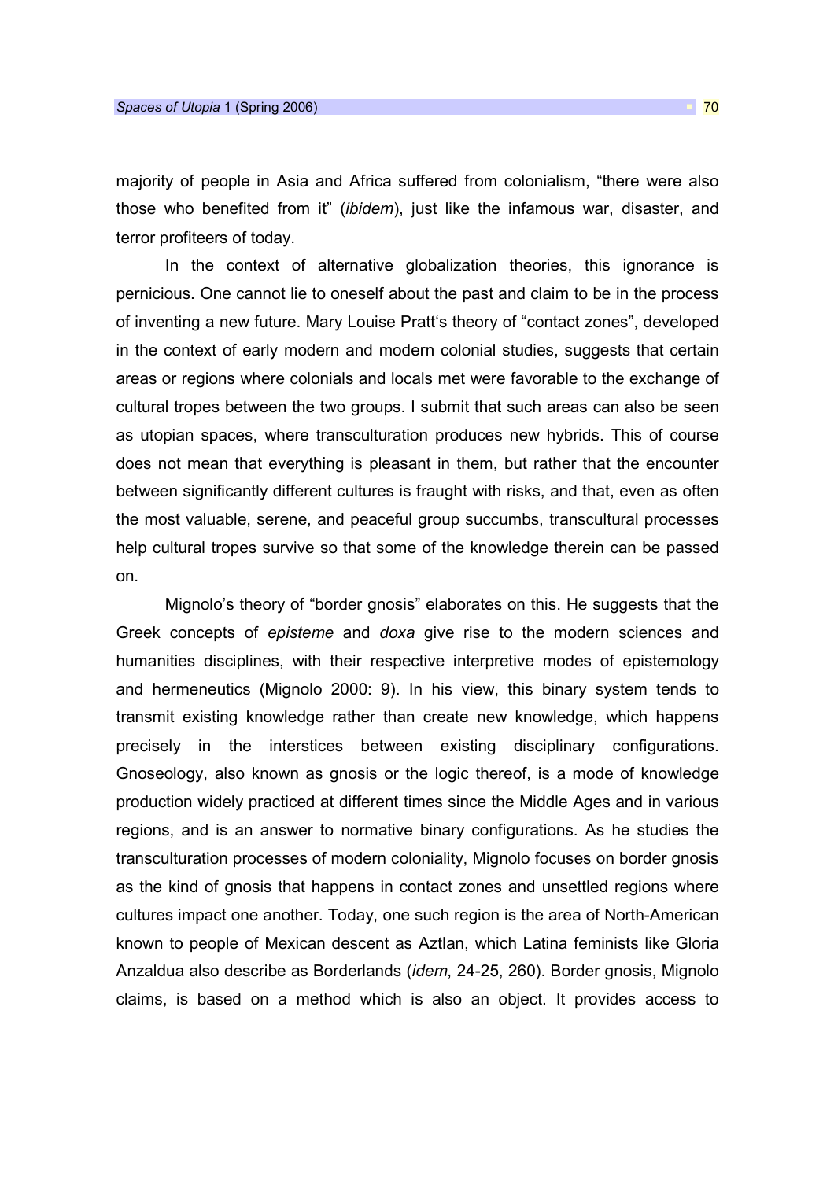majority of people in Asia and Africa suffered from colonialism, "there were also those who benefited from it" (*ibidem*), just like the infamous war, disaster, and terror profiteers of today.

In the context of alternative globalization theories, this ignorance is pernicious. One cannot lie to oneself about the past and claim to be in the process of inventing a new future. Mary Louise Pratt's theory of "contact zones", developed in the context of early modern and modern colonial studies, suggests that certain areas or regions where colonials and locals met were favorable to the exchange of cultural tropes between the two groups. I submit that such areas can also be seen as utopian spaces, where transculturation produces new hybrids. This of course does not mean that everything is pleasant in them, but rather that the encounter between significantly different cultures is fraught with risks, and that, even as often the most valuable, serene, and peaceful group succumbs, transcultural processes help cultural tropes survive so that some of the knowledge therein can be passed on.

Mignolo's theory of "border gnosis" elaborates on this. He suggests that the Greek concepts of *episteme* and *doxa* give rise to the modern sciences and humanities disciplines, with their respective interpretive modes of epistemology and hermeneutics (Mignolo 2000: 9). In his view, this binary system tends to transmit existing knowledge rather than create new knowledge, which happens precisely in the interstices between existing disciplinary configurations. Gnoseology, also known as gnosis or the logic thereof, is a mode of knowledge production widely practiced at different times since the Middle Ages and in various regions, and is an answer to normative binary configurations. As he studies the transculturation processes of modern coloniality, Mignolo focuses on border gnosis as the kind of gnosis that happens in contact zones and unsettled regions where cultures impact one another. Today, one such region is the area of North-American known to people of Mexican descent as Aztlan, which Latina feminists like Gloria Anzaldua also describe as Borderlands (*idem*, 24-25, 260). Border gnosis, Mignolo claims, is based on a method which is also an object. It provides access to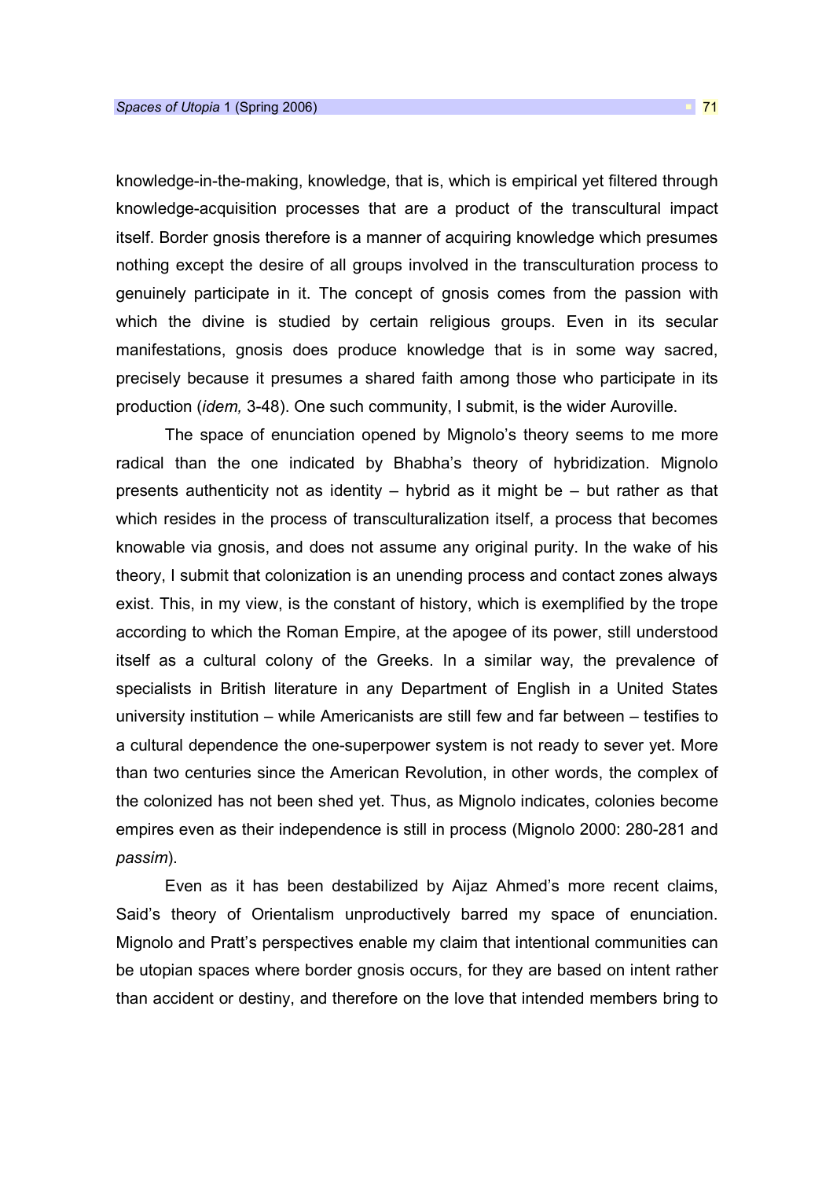knowledge-in-the-making, knowledge, that is, which is empirical yet filtered through knowledge-acquisition processes that are a product of the transcultural impact itself. Border gnosis therefore is a manner of acquiring knowledge which presumes nothing except the desire of all groups involved in the transculturation process to genuinely participate in it. The concept of gnosis comes from the passion with which the divine is studied by certain religious groups. Even in its secular manifestations, gnosis does produce knowledge that is in some way sacred, precisely because it presumes a shared faith among those who participate in its production (*idem,* 3-48). One such community, I submit, is the wider Auroville.

The space of enunciation opened by Mignolo's theory seems to me more radical than the one indicated by Bhabha's theory of hybridization. Mignolo presents authenticity not as identity – hybrid as it might be – but rather as that which resides in the process of transculturalization itself, a process that becomes knowable via gnosis, and does not assume any original purity. In the wake of his theory, I submit that colonization is an unending process and contact zones always exist. This, in my view, is the constant of history, which is exemplified by the trope according to which the Roman Empire, at the apogee of its power, still understood itself as a cultural colony of the Greeks. In a similar way, the prevalence of specialists in British literature in any Department of English in a United States university institution – while Americanists are still few and far between – testifies to a cultural dependence the one-superpower system is not ready to sever yet. More than two centuries since the American Revolution, in other words, the complex of the colonized has not been shed yet. Thus, as Mignolo indicates, colonies become empires even as their independence is still in process (Mignolo 2000: 280-281 and *passim*).

Even as it has been destabilized by Aijaz Ahmed's more recent claims, Said's theory of Orientalism unproductively barred my space of enunciation. Mignolo and Pratt's perspectives enable my claim that intentional communities can be utopian spaces where border gnosis occurs, for they are based on intent rather than accident or destiny, and therefore on the love that intended members bring to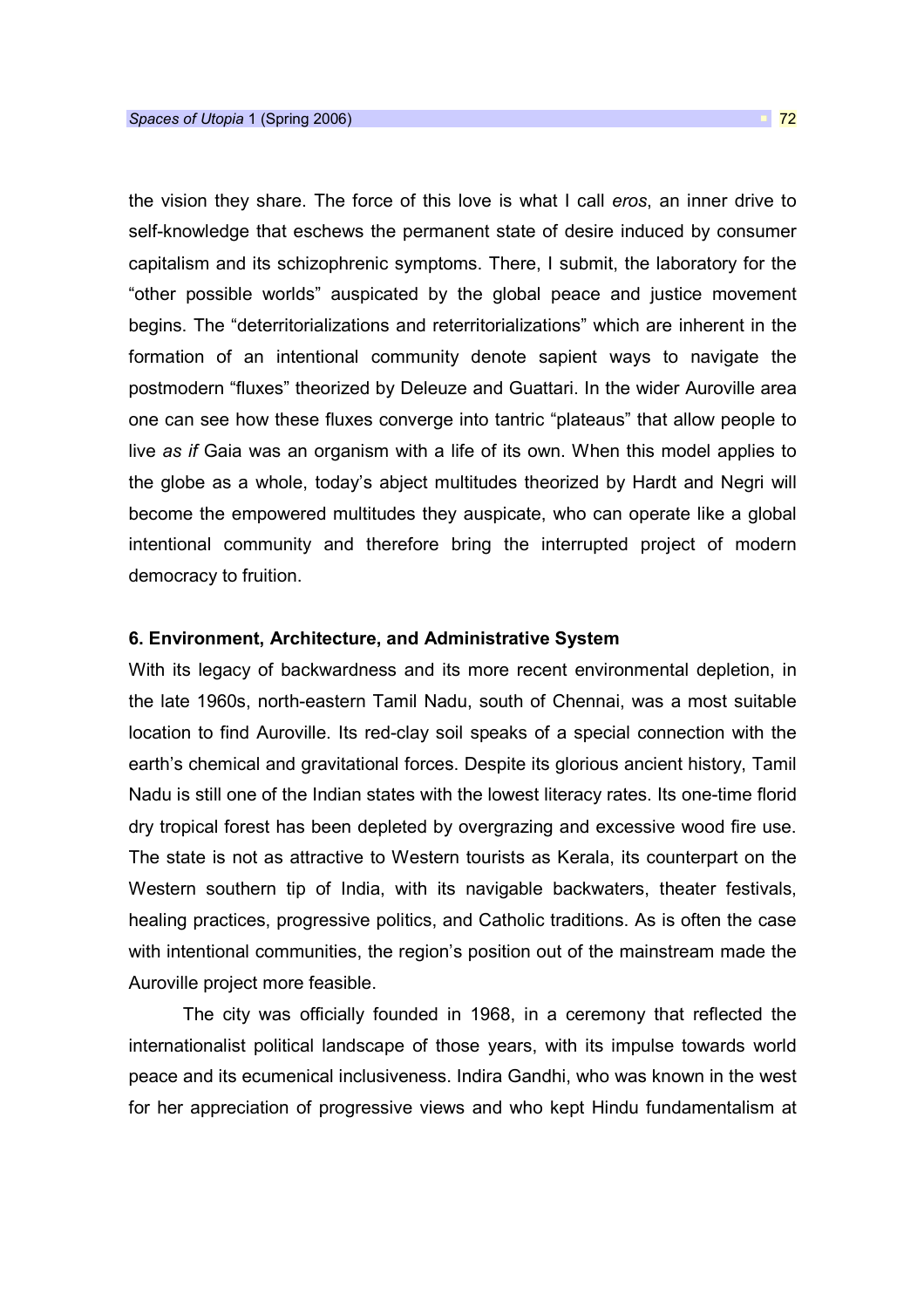the vision they share. The force of this love is what I call *eros*, an inner drive to self-knowledge that eschews the permanent state of desire induced by consumer capitalism and its schizophrenic symptoms. There, I submit, the laboratory for the "other possible worlds" auspicated by the global peace and justice movement begins. The "deterritorializations and reterritorializations" which are inherent in the formation of an intentional community denote sapient ways to navigate the postmodern "fluxes" theorized by Deleuze and Guattari. In the wider Auroville area one can see how these fluxes converge into tantric "plateaus" that allow people to live *as if* Gaia was an organism with a life of its own. When this model applies to the globe as a whole, today's abject multitudes theorized by Hardt and Negri will become the empowered multitudes they auspicate, who can operate like a global intentional community and therefore bring the interrupted project of modern democracy to fruition.

### 6. Environment, Architecture, and Administrative System

With its legacy of backwardness and its more recent environmental depletion, in the late 1960s, north-eastern Tamil Nadu, south of Chennai, was a most suitable location to find Auroville. Its red-clay soil speaks of a special connection with the earth's chemical and gravitational forces. Despite its glorious ancient history, Tamil Nadu is still one of the Indian states with the lowest literacy rates. Its one-time florid dry tropical forest has been depleted by overgrazing and excessive wood fire use. The state is not as attractive to Western tourists as Kerala, its counterpart on the Western southern tip of India, with its navigable backwaters, theater festivals, healing practices, progressive politics, and Catholic traditions. As is often the case with intentional communities, the region's position out of the mainstream made the Auroville project more feasible.

The city was officially founded in 1968, in a ceremony that reflected the internationalist political landscape of those years, with its impulse towards world peace and its ecumenical inclusiveness. Indira Gandhi, who was known in the west for her appreciation of progressive views and who kept Hindu fundamentalism at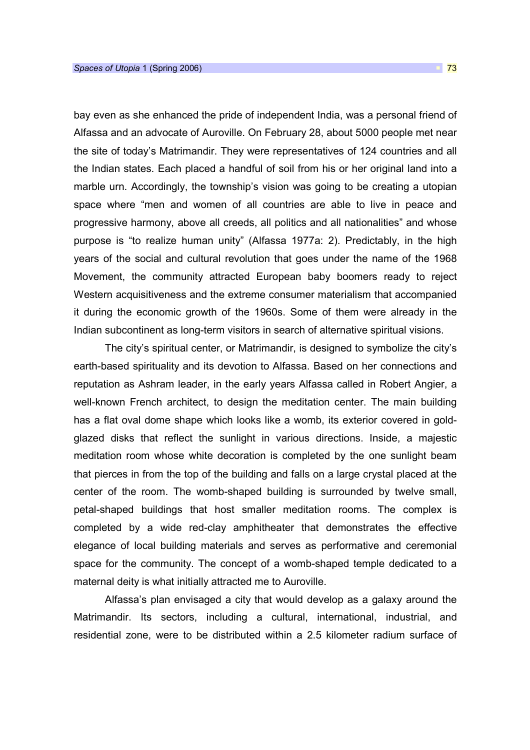bay even as she enhanced the pride of independent India, was a personal friend of Alfassa and an advocate of Auroville. On February 28, about 5000 people met near the site of today's Matrimandir. They were representatives of 124 countries and all the Indian states. Each placed a handful of soil from his or her original land into a marble urn. Accordingly, the township's vision was going to be creating a utopian space where "men and women of all countries are able to live in peace and progressive harmony, above all creeds, all politics and all nationalities" and whose purpose is "to realize human unity" (Alfassa 1977a: 2). Predictably, in the high years of the social and cultural revolution that goes under the name of the 1968 Movement, the community attracted European baby boomers ready to reject Western acquisitiveness and the extreme consumer materialism that accompanied it during the economic growth of the 1960s. Some of them were already in the Indian subcontinent as long-term visitors in search of alternative spiritual visions.

The city's spiritual center, or Matrimandir, is designed to symbolize the city's earth-based spirituality and its devotion to Alfassa. Based on her connections and reputation as Ashram leader, in the early years Alfassa called in Robert Angier, a well-known French architect, to design the meditation center. The main building has a flat oval dome shape which looks like a womb, its exterior covered in gold-glazed disks that reflect the sunlight in various directions. Inside, a majestic meditation room whose white decoration is completed by the one sunlight beam that pierces in from the top of the building and falls on a large crystal placed at the center of the room. The womb-shaped building is surrounded by twelve small, petal-shaped buildings that host smaller meditation rooms. The complex is completed by a wide red-clay amphitheater that demonstrates the effective elegance of local building materials and serves as performative and ceremonial space for the community. The concept of a womb-shaped temple dedicated to a maternal deity is what initially attracted me to Auroville.

Alfassa's plan envisaged a city that would develop as a galaxy around the Matrimandir. Its sectors, including a cultural, international, industrial, and residential zone, were to be distributed within a 2.5 kilometer radium surface of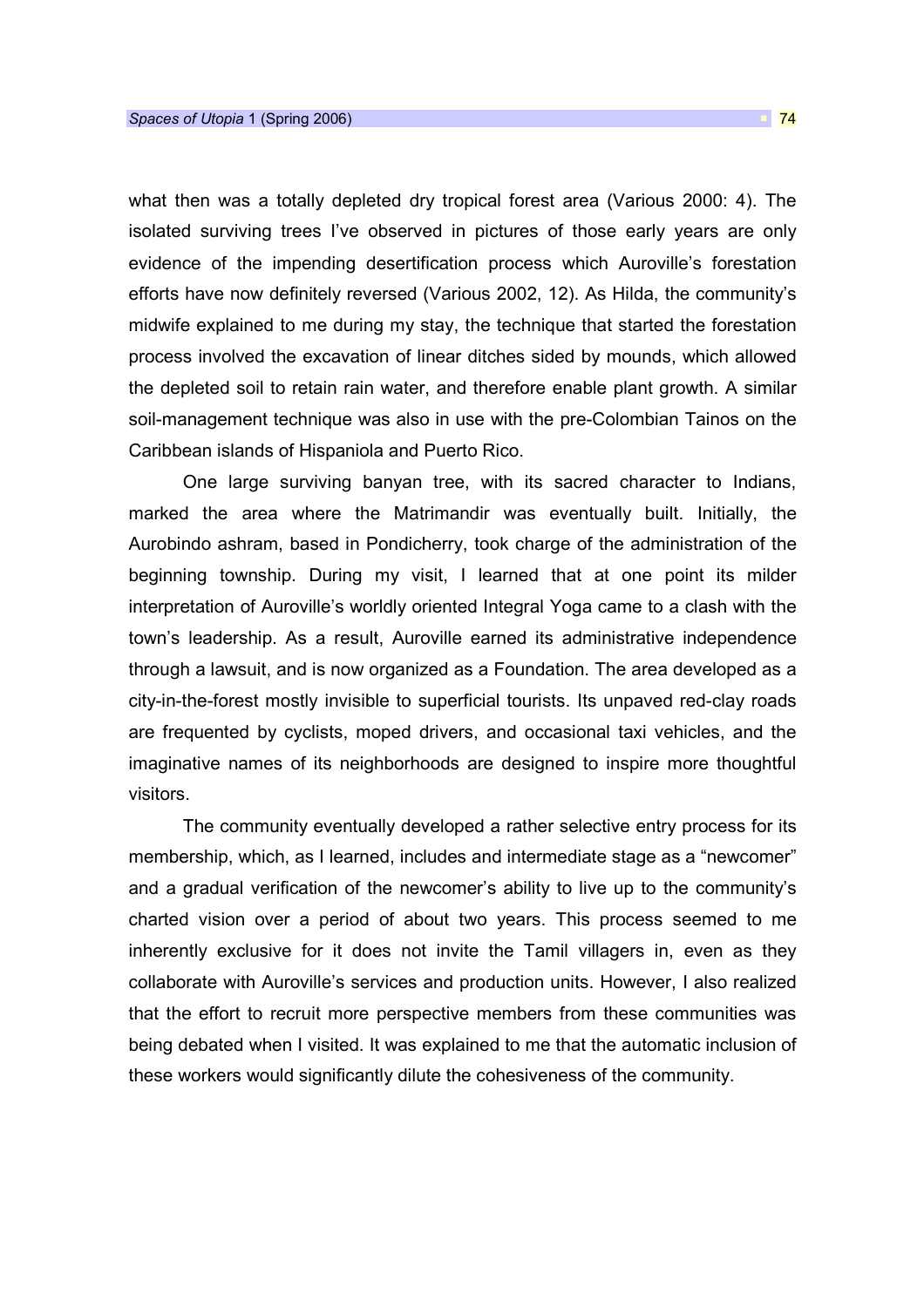what then was a totally depleted dry tropical forest area (Various 2000: 4). The isolated surviving trees I've observed in pictures of those early years are only evidence of the impending desertification process which Auroville's forestation efforts have now definitely reversed (Various 2002, 12). As Hilda, the community's midwife explained to me during my stay, the technique that started the forestation process involved the excavation of linear ditches sided by mounds, which allowed the depleted soil to retain rain water, and therefore enable plant growth. A similar soil-management technique was also in use with the pre-Colombian Tainos on the Caribbean islands of Hispaniola and Puerto Rico.

One large surviving banyan tree, with its sacred character to Indians, marked the area where the Matrimandir was eventually built. Initially, the Aurobindo ashram, based in Pondicherry, took charge of the administration of the beginning township. During my visit, I learned that at one point its milder interpretation of Auroville's worldly oriented Integral Yoga came to a clash with the town's leadership. As a result, Auroville earned its administrative independence through a lawsuit, and is now organized as a Foundation. The area developed as a city-in-the-forest mostly invisible to superficial tourists. Its unpaved red-clay roads are frequented by cyclists, moped drivers, and occasional taxi vehicles, and the imaginative names of its neighborhoods are designed to inspire more thoughtful visitors.

The community eventually developed a rather selective entry process for its membership, which, as I learned, includes and intermediate stage as a "newcomer" and a gradual verification of the newcomer's ability to live up to the community's charted vision over a period of about two years. This process seemed to me inherently exclusive for it does not invite the Tamil villagers in, even as they collaborate with Auroville's services and production units. However, I also realized that the effort to recruit more perspective members from these communities was being debated when I visited. It was explained to me that the automatic inclusion of these workers would significantly dilute the cohesiveness of the community.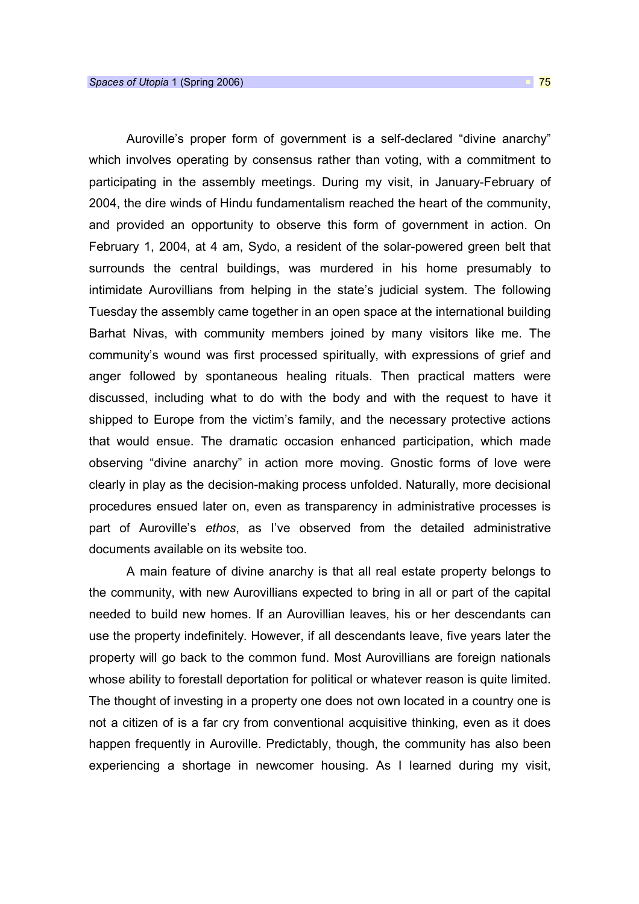Auroville's proper form of government is a self-declared "divine anarchy" which involves operating by consensus rather than voting, with a commitment to participating in the assembly meetings. During my visit, in January-February of 2004, the dire winds of Hindu fundamentalism reached the heart of the community, and provided an opportunity to observe this form of government in action. On February 1, 2004, at 4 am, Sydo, a resident of the solar-powered green belt that surrounds the central buildings, was murdered in his home presumably to intimidate Aurovillians from helping in the state's judicial system. The following Tuesday the assembly came together in an open space at the international building Barhat Nivas, with community members joined by many visitors like me. The community's wound was first processed spiritually, with expressions of grief and anger followed by spontaneous healing rituals. Then practical matters were discussed, including what to do with the body and with the request to have it shipped to Europe from the victim's family, and the necessary protective actions that would ensue. The dramatic occasion enhanced participation, which made observing "divine anarchy" in action more moving. Gnostic forms of love were clearly in play as the decision-making process unfolded. Naturally, more decisional procedures ensued later on, even as transparency in administrative processes is part of Auroville's *ethos*, as I've observed from the detailed administrative documents available on its website too.

A main feature of divine anarchy is that all real estate property belongs to the community, with new Aurovillians expected to bring in all or part of the capital needed to build new homes. If an Aurovillian leaves, his or her descendants can use the property indefinitely. However, if all descendants leave, five years later the property will go back to the common fund. Most Aurovillians are foreign nationals whose ability to forestall deportation for political or whatever reason is quite limited. The thought of investing in a property one does not own located in a country one is not a citizen of is a far cry from conventional acquisitive thinking, even as it does happen frequently in Auroville. Predictably, though, the community has also been experiencing a shortage in newcomer housing. As I learned during my visit,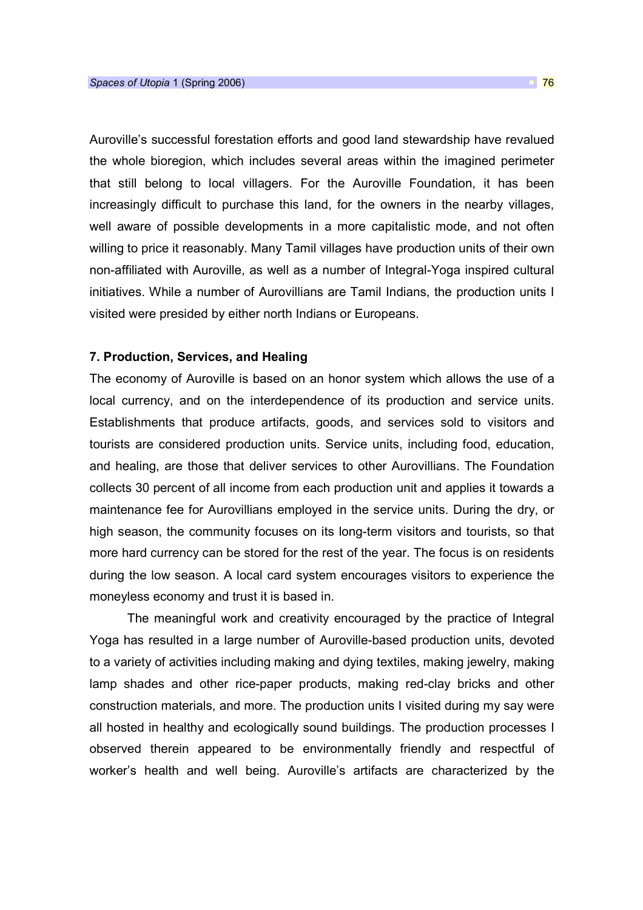Auroville's successful forestation efforts and good land stewardship have revalued the whole bioregion, which includes several areas within the imagined perimeter that still belong to local villagers. For the Auroville Foundation, it has been increasingly difficult to purchase this land, for the owners in the nearby villages, well aware of possible developments in a more capitalistic mode, and not often willing to price it reasonably. Many Tamil villages have production units of their own non-affiliated with Auroville, as well as a number of Integral-Yoga inspired cultural initiatives. While a number of Aurovillians are Tamil Indians, the production units I visited were presided by either north Indians or Europeans.

### 7. Production, Services, and Healing

The economy of Auroville is based on an honor system which allows the use of a local currency, and on the interdependence of its production and service units. Establishments that produce artifacts, goods, and services sold to visitors and tourists are considered production units. Service units, including food, education, and healing, are those that deliver services to other Aurovillians. The Foundation collects 30 percent of all income from each production unit and applies it towards a maintenance fee for Aurovillians employed in the service units. During the dry, or high season, the community focuses on its long-term visitors and tourists, so that more hard currency can be stored for the rest of the year. The focus is on residents during the low season. A local card system encourages visitors to experience the moneyless economy and trust it is based in.

The meaningful work and creativity encouraged by the practice of Integral Yoga has resulted in a large number of Auroville-based production units, devoted to a variety of activities including making and dying textiles, making jewelry, making lamp shades and other rice-paper products, making red-clay bricks and other construction materials, and more. The production units I visited during my say were all hosted in healthy and ecologically sound buildings. The production processes I observed therein appeared to be environmentally friendly and respectful of worker's health and well being. Auroville's artifacts are characterized by the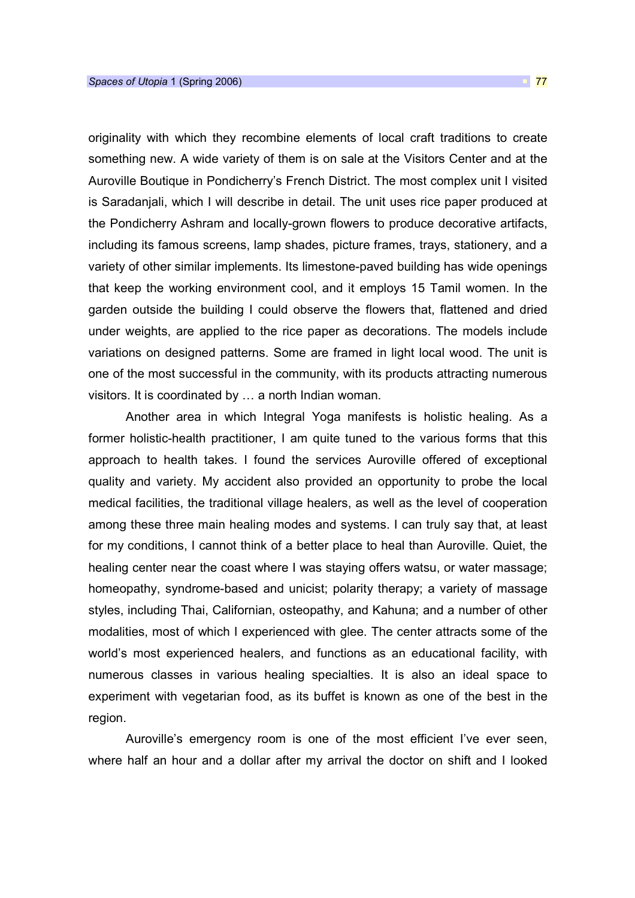originality with which they recombine elements of local craft traditions to create something new. A wide variety of them is on sale at the Visitors Center and at the Auroville Boutique in Pondicherry's French District. The most complex unit I visited is Saradanjali, which I will describe in detail. The unit uses rice paper produced at the Pondicherry Ashram and locally-grown flowers to produce decorative artifacts, including its famous screens, lamp shades, picture frames, trays, stationery, and a variety of other similar implements. Its limestone-paved building has wide openings that keep the working environment cool, and it employs 15 Tamil women. In the garden outside the building I could observe the flowers that, flattened and dried under weights, are applied to the rice paper as decorations. The models include variations on designed patterns. Some are framed in light local wood. The unit is one of the most successful in the community, with its products attracting numerous visitors. It is coordinated by … a north Indian woman.

Another area in which Integral Yoga manifests is holistic healing. As a former holistic-health practitioner, I am quite tuned to the various forms that this approach to health takes. I found the services Auroville offered of exceptional quality and variety. My accident also provided an opportunity to probe the local medical facilities, the traditional village healers, as well as the level of cooperation among these three main healing modes and systems. I can truly say that, at least for my conditions, I cannot think of a better place to heal than Auroville. Quiet, the healing center near the coast where I was staying offers watsu, or water massage; homeopathy, syndrome-based and unicist; polarity therapy; a variety of massage styles, including Thai, Californian, osteopathy, and Kahuna; and a number of other modalities, most of which I experienced with glee. The center attracts some of the world's most experienced healers, and functions as an educational facility, with numerous classes in various healing specialties. It is also an ideal space to experiment with vegetarian food, as its buffet is known as one of the best in the region.

Auroville's emergency room is one of the most efficient I've ever seen, where half an hour and a dollar after my arrival the doctor on shift and I looked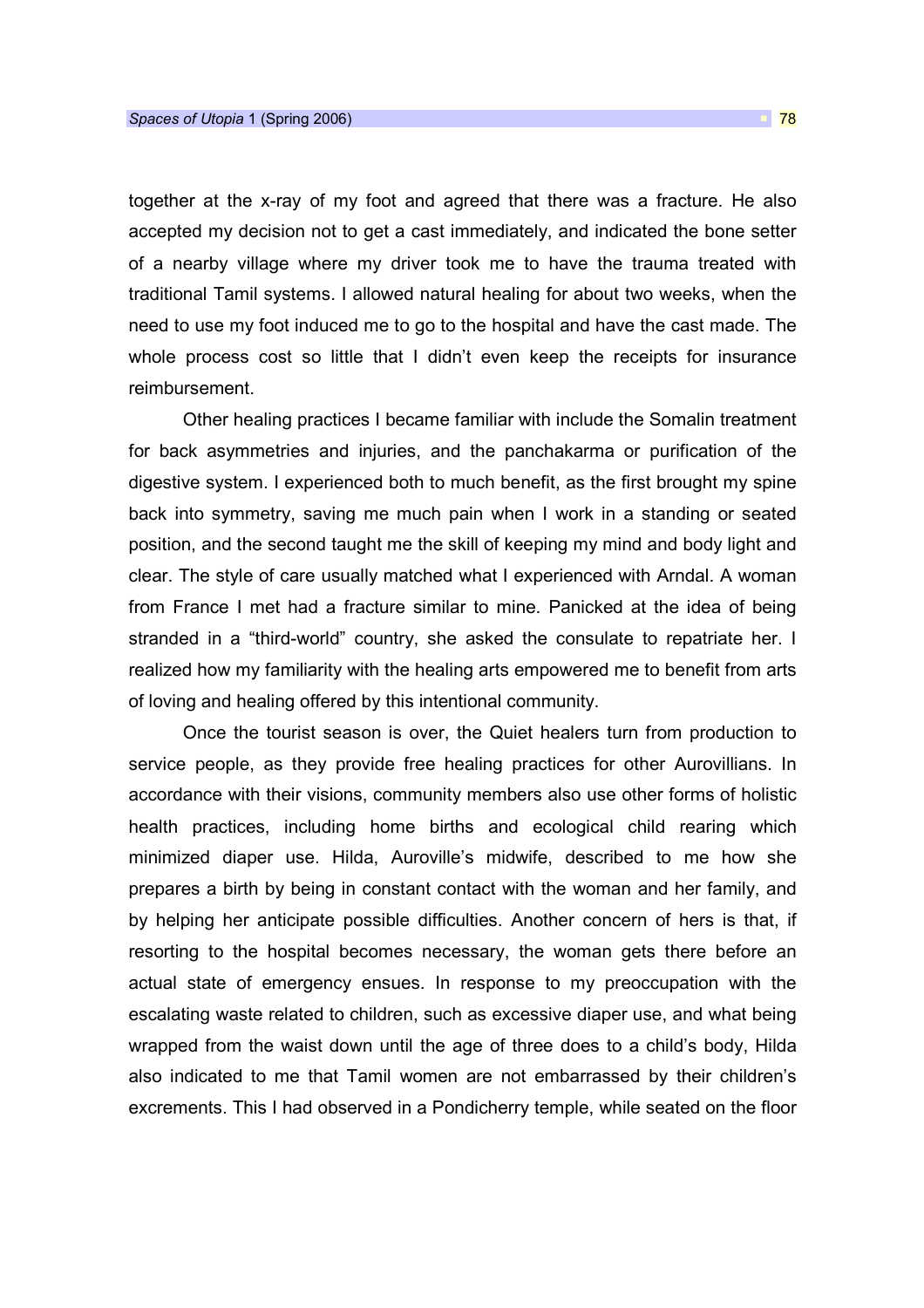together at the x-ray of my foot and agreed that there was a fracture. He also accepted my decision not to get a cast immediately, and indicated the bone setter of a nearby village where my driver took me to have the trauma treated with traditional Tamil systems. I allowed natural healing for about two weeks, when the need to use my foot induced me to go to the hospital and have the cast made. The whole process cost so little that I didn't even keep the receipts for insurance reimbursement.

Other healing practices I became familiar with include the Somalin treatment for back asymmetries and injuries, and the panchakarma or purification of the digestive system. I experienced both to much benefit, as the first brought my spine back into symmetry, saving me much pain when I work in a standing or seated position, and the second taught me the skill of keeping my mind and body light and clear. The style of care usually matched what I experienced with Arndal. A woman from France I met had a fracture similar to mine. Panicked at the idea of being stranded in a "third-world" country, she asked the consulate to repatriate her. I realized how my familiarity with the healing arts empowered me to benefit from arts of loving and healing offered by this intentional community.

Once the tourist season is over, the Quiet healers turn from production to service people, as they provide free healing practices for other Aurovillians. In accordance with their visions, community members also use other forms of holistic health practices, including home births and ecological child rearing which minimized diaper use. Hilda, Auroville's midwife, described to me how she prepares a birth by being in constant contact with the woman and her family, and by helping her anticipate possible difficulties. Another concern of hers is that, if resorting to the hospital becomes necessary, the woman gets there before an actual state of emergency ensues. In response to my preoccupation with the escalating waste related to children, such as excessive diaper use, and what being wrapped from the waist down until the age of three does to a child's body, Hilda also indicated to me that Tamil women are not embarrassed by their children's excrements. This I had observed in a Pondicherry temple, while seated on the floor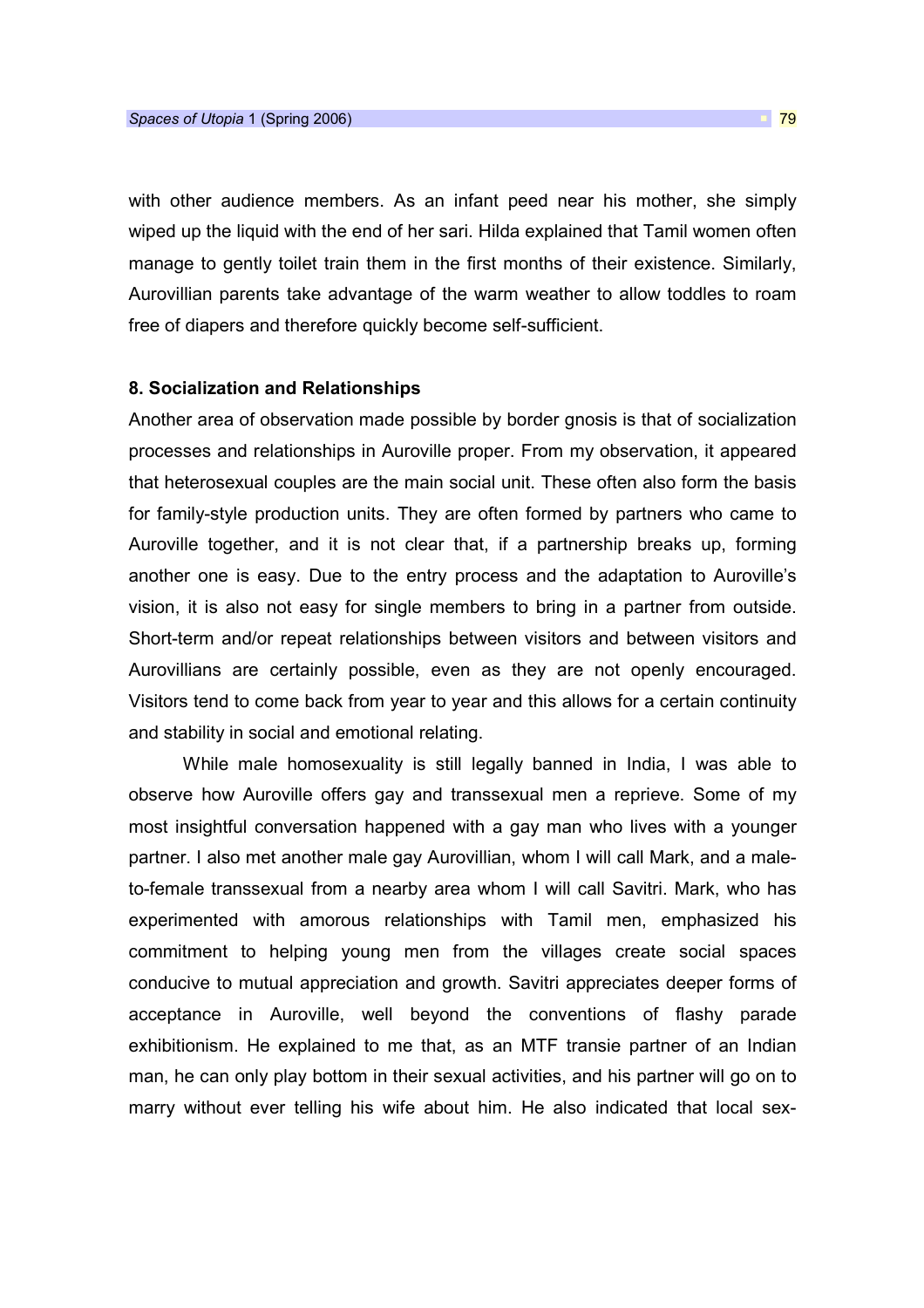with other audience members. As an infant peed near his mother, she simply wiped up the liquid with the end of her sari. Hilda explained that Tamil women often manage to gently toilet train them in the first months of their existence. Similarly, Aurovillian parents take advantage of the warm weather to allow toddles to roam free of diapers and therefore quickly become self-sufficient.

### 8. Socialization and Relationships

Another area of observation made possible by border gnosis is that of socialization processes and relationships in Auroville proper. From my observation, it appeared that heterosexual couples are the main social unit. These often also form the basis for family-style production units. They are often formed by partners who came to Auroville together, and it is not clear that, if a partnership breaks up, forming another one is easy. Due to the entry process and the adaptation to Auroville's vision, it is also not easy for single members to bring in a partner from outside. Short-term and/or repeat relationships between visitors and between visitors and Aurovillians are certainly possible, even as they are not openly encouraged. Visitors tend to come back from year to year and this allows for a certain continuity and stability in social and emotional relating.

While male homosexuality is still legally banned in India, I was able to observe how Auroville offers gay and transsexual men a reprieve. Some of my most insightful conversation happened with a gay man who lives with a younger partner. I also met another male gay Aurovillian, whom I will call Mark, and a male-to-female transsexual from a nearby area whom I will call Savitri. Mark, who has experimented with amorous relationships with Tamil men, emphasized his commitment to helping young men from the villages create social spaces conducive to mutual appreciation and growth. Savitri appreciates deeper forms of acceptance in Auroville, well beyond the conventions of flashy parade exhibitionism. He explained to me that, as an MTF transie partner of an Indian man, he can only play bottom in their sexual activities, and his partner will go on to marry without ever telling his wife about him. He also indicated that local sex-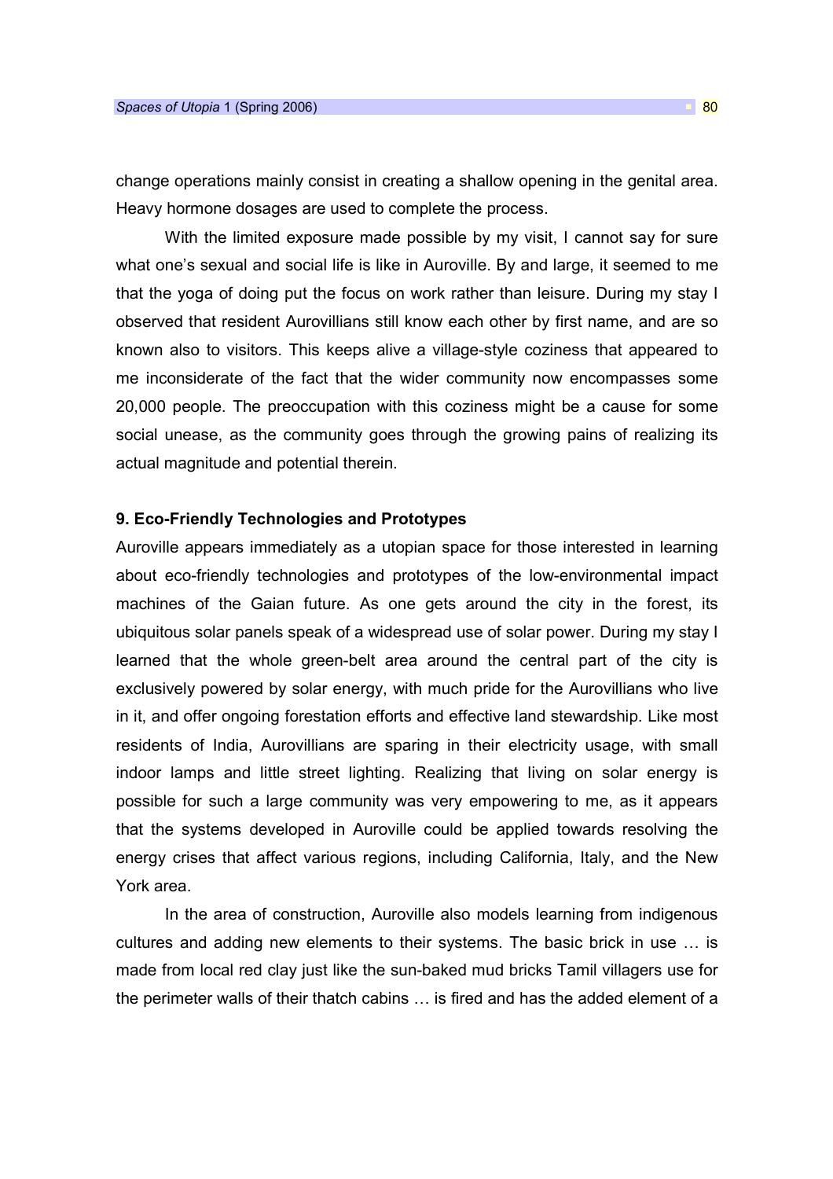change operations mainly consist in creating a shallow opening in the genital area. Heavy hormone dosages are used to complete the process.

With the limited exposure made possible by my visit, I cannot say for sure what one's sexual and social life is like in Auroville. By and large, it seemed to me that the yoga of doing put the focus on work rather than leisure. During my stay I observed that resident Aurovillians still know each other by first name, and are so known also to visitors. This keeps alive a village-style coziness that appeared to me inconsiderate of the fact that the wider community now encompasses some 20,000 people. The preoccupation with this coziness might be a cause for some social unease, as the community goes through the growing pains of realizing its actual magnitude and potential therein.

### 9. Eco-Friendly Technologies and Prototypes

Auroville appears immediately as a utopian space for those interested in learning about eco-friendly technologies and prototypes of the low-environmental impact machines of the Gaian future. As one gets around the city in the forest, its ubiquitous solar panels speak of a widespread use of solar power. During my stay I learned that the whole green-belt area around the central part of the city is exclusively powered by solar energy, with much pride for the Aurovillians who live in it, and offer ongoing forestation efforts and effective land stewardship. Like most residents of India, Aurovillians are sparing in their electricity usage, with small indoor lamps and little street lighting. Realizing that living on solar energy is possible for such a large community was very empowering to me, as it appears that the systems developed in Auroville could be applied towards resolving the energy crises that affect various regions, including California, Italy, and the New York area.

In the area of construction, Auroville also models learning from indigenous cultures and adding new elements to their systems. The basic brick in use … is made from local red clay just like the sun-baked mud bricks Tamil villagers use for the perimeter walls of their thatch cabins … is fired and has the added element of a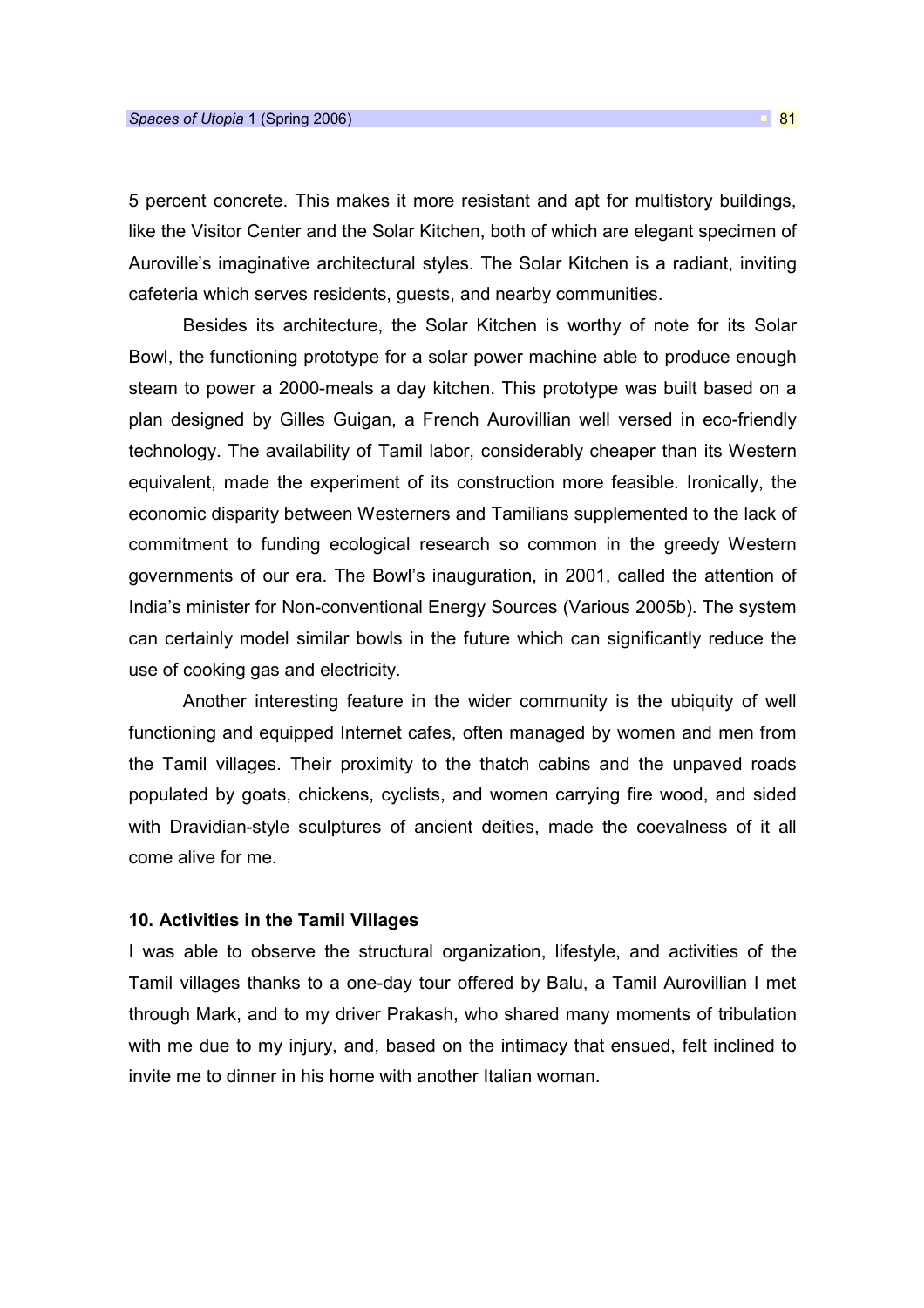5 percent concrete. This makes it more resistant and apt for multistory buildings, like the Visitor Center and the Solar Kitchen, both of which are elegant specimen of Auroville's imaginative architectural styles. The Solar Kitchen is a radiant, inviting cafeteria which serves residents, guests, and nearby communities.

Besides its architecture, the Solar Kitchen is worthy of note for its Solar Bowl, the functioning prototype for a solar power machine able to produce enough steam to power a 2000-meals a day kitchen. This prototype was built based on a plan designed by Gilles Guigan, a French Aurovillian well versed in eco-friendly technology. The availability of Tamil labor, considerably cheaper than its Western equivalent, made the experiment of its construction more feasible. Ironically, the economic disparity between Westerners and Tamilians supplemented to the lack of commitment to funding ecological research so common in the greedy Western governments of our era. The Bowl's inauguration, in 2001, called the attention of India's minister for Non-conventional Energy Sources (Various 2005b). The system can certainly model similar bowls in the future which can significantly reduce the use of cooking gas and electricity.

Another interesting feature in the wider community is the ubiquity of well functioning and equipped Internet cafes, often managed by women and men from the Tamil villages. Their proximity to the thatch cabins and the unpaved roads populated by goats, chickens, cyclists, and women carrying fire wood, and sided with Dravidian-style sculptures of ancient deities, made the coevalness of it all come alive for me.

### 10. Activities in the Tamil Villages

I was able to observe the structural organization, lifestyle, and activities of the Tamil villages thanks to a one-day tour offered by Balu, a Tamil Aurovillian I met through Mark, and to my driver Prakash, who shared many moments of tribulation with me due to my injury, and, based on the intimacy that ensued, felt inclined to invite me to dinner in his home with another Italian woman.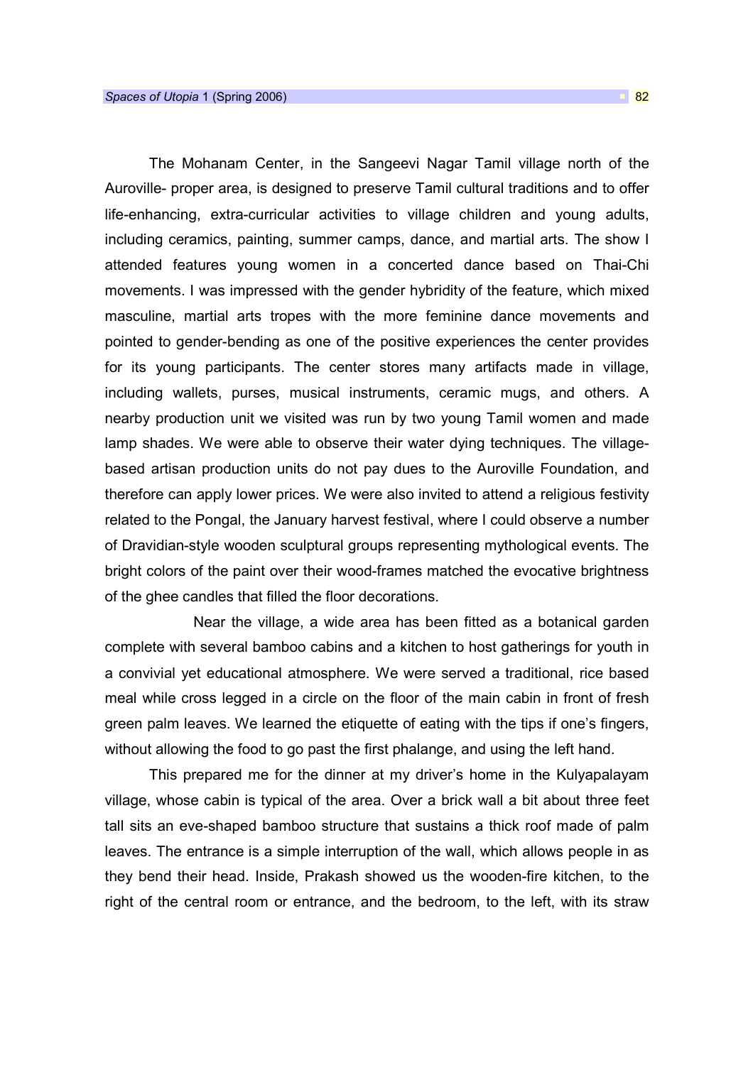The Mohanam Center, in the Sangeevi Nagar Tamil village north of the Auroville- proper area, is designed to preserve Tamil cultural traditions and to offer life-enhancing, extra-curricular activities to village children and young adults, including ceramics, painting, summer camps, dance, and martial arts. The show I attended features young women in a concerted dance based on Thai-Chi movements. I was impressed with the gender hybridity of the feature, which mixed masculine, martial arts tropes with the more feminine dance movements and pointed to gender-bending as one of the positive experiences the center provides for its young participants. The center stores many artifacts made in village, including wallets, purses, musical instruments, ceramic mugs, and others. A nearby production unit we visited was run by two young Tamil women and made lamp shades. We were able to observe their water dying techniques. The village-based artisan production units do not pay dues to the Auroville Foundation, and therefore can apply lower prices. We were also invited to attend a religious festivity related to the Pongal, the January harvest festival, where I could observe a number of Dravidian-style wooden sculptural groups representing mythological events. The bright colors of the paint over their wood-frames matched the evocative brightness of the ghee candles that filled the floor decorations.

Near the village, a wide area has been fitted as a botanical garden complete with several bamboo cabins and a kitchen to host gatherings for youth in a convivial yet educational atmosphere. We were served a traditional, rice based meal while cross legged in a circle on the floor of the main cabin in front of fresh green palm leaves. We learned the etiquette of eating with the tips if one's fingers, without allowing the food to go past the first phalange, and using the left hand.

This prepared me for the dinner at my driver's home in the Kulyapalayam village, whose cabin is typical of the area. Over a brick wall a bit about three feet tall sits an eve-shaped bamboo structure that sustains a thick roof made of palm leaves. The entrance is a simple interruption of the wall, which allows people in as they bend their head. Inside, Prakash showed us the wooden-fire kitchen, to the right of the central room or entrance, and the bedroom, to the left, with its straw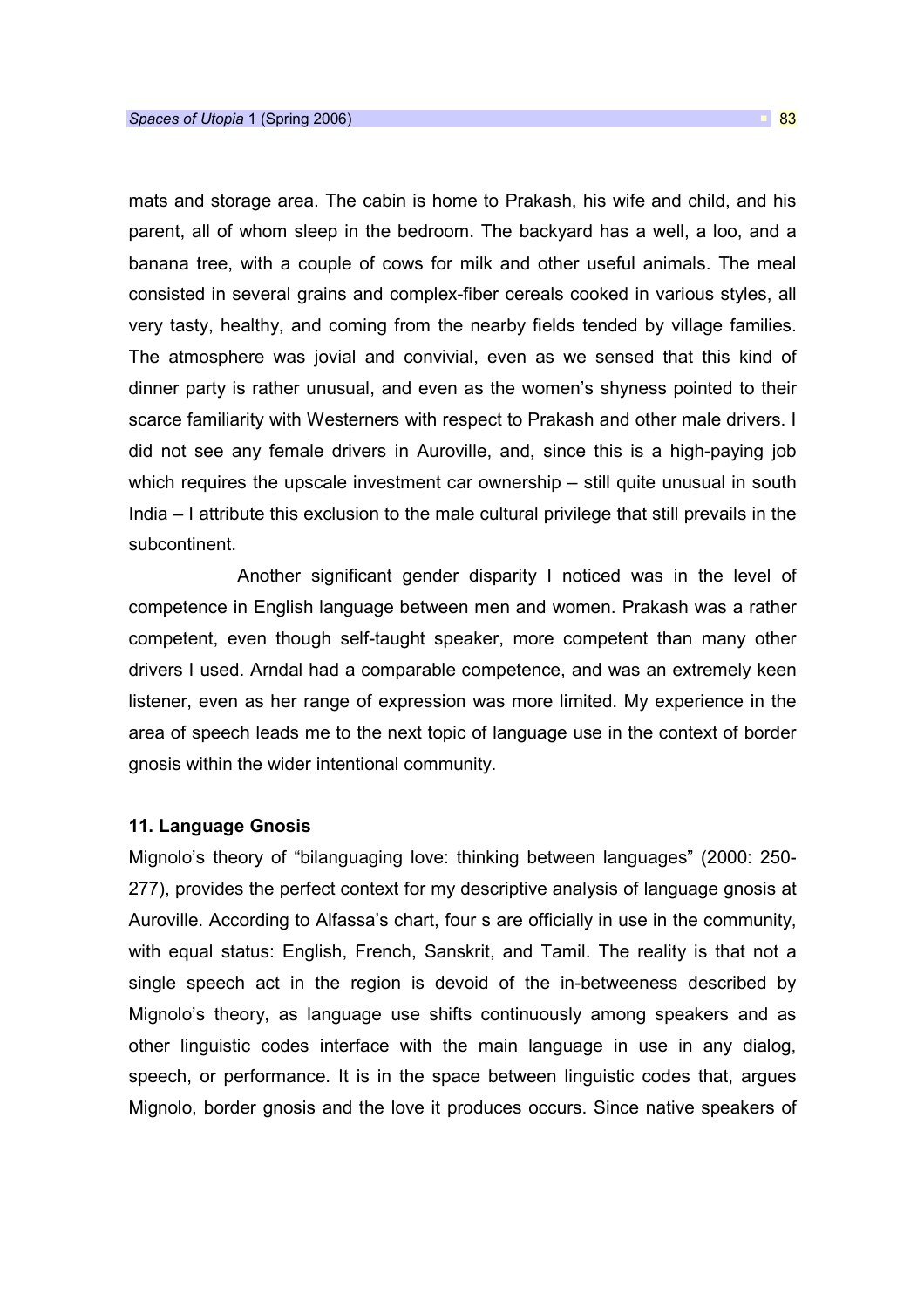mats and storage area. The cabin is home to Prakash, his wife and child, and his parent, all of whom sleep in the bedroom. The backyard has a well, a loo, and a banana tree, with a couple of cows for milk and other useful animals. The meal consisted in several grains and complex-fiber cereals cooked in various styles, all very tasty, healthy, and coming from the nearby fields tended by village families. The atmosphere was jovial and convivial, even as we sensed that this kind of dinner party is rather unusual, and even as the women's shyness pointed to their scarce familiarity with Westerners with respect to Prakash and other male drivers. I did not see any female drivers in Auroville, and, since this is a high-paying job which requires the upscale investment car ownership – still quite unusual in south India – I attribute this exclusion to the male cultural privilege that still prevails in the subcontinent.

Another significant gender disparity I noticed was in the level of competence in English language between men and women. Prakash was a rather competent, even though self-taught speaker, more competent than many other drivers I used. Arndal had a comparable competence, and was an extremely keen listener, even as her range of expression was more limited. My experience in the area of speech leads me to the next topic of language use in the context of border gnosis within the wider intentional community.

### 11. Language Gnosis

Mignolo's theory of "bilanguaging love: thinking between languages" (2000: 250-277), provides the perfect context for my descriptive analysis of language gnosis at Auroville. According to Alfassa's chart, four s are officially in use in the community, with equal status: English, French, Sanskrit, and Tamil. The reality is that not a single speech act in the region is devoid of the in-betweeness described by Mignolo's theory, as language use shifts continuously among speakers and as other linguistic codes interface with the main language in use in any dialog, speech, or performance. It is in the space between linguistic codes that, argues Mignolo, border gnosis and the love it produces occurs. Since native speakers of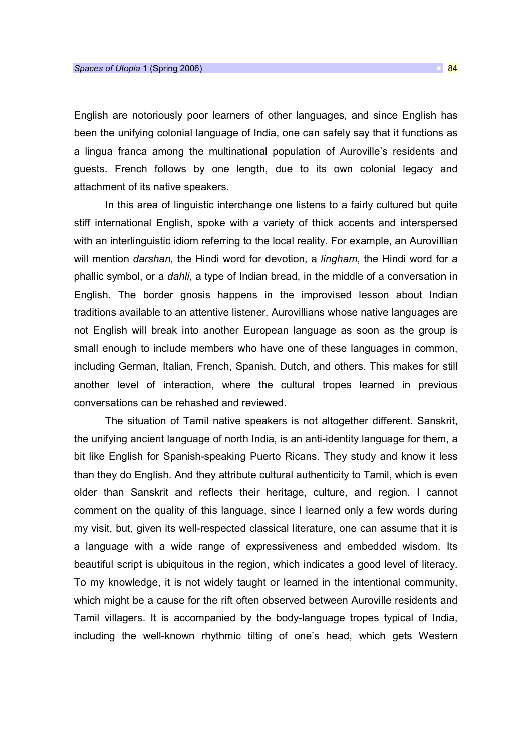English are notoriously poor learners of other languages, and since English has been the unifying colonial language of India, one can safely say that it functions as a lingua franca among the multinational population of Auroville's residents and guests. French follows by one length, due to its own colonial legacy and attachment of its native speakers.

In this area of linguistic interchange one listens to a fairly cultured but quite stiff international English, spoke with a variety of thick accents and interspersed with an interlinguistic idiom referring to the local reality. For example, an Aurovillian will mention *darshan,* the Hindi word for devotion, a *lingham*, the Hindi word for a phallic symbol, or a *dahli*, a type of Indian bread, in the middle of a conversation in English. The border gnosis happens in the improvised lesson about Indian traditions available to an attentive listener. Aurovillians whose native languages are not English will break into another European language as soon as the group is small enough to include members who have one of these languages in common, including German, Italian, French, Spanish, Dutch, and others. This makes for still another level of interaction, where the cultural tropes learned in previous conversations can be rehashed and reviewed.

The situation of Tamil native speakers is not altogether different. Sanskrit, the unifying ancient language of north India, is an anti-identity language for them, a bit like English for Spanish-speaking Puerto Ricans. They study and know it less than they do English. And they attribute cultural authenticity to Tamil, which is even older than Sanskrit and reflects their heritage, culture, and region. I cannot comment on the quality of this language, since I learned only a few words during my visit, but, given its well-respected classical literature, one can assume that it is a language with a wide range of expressiveness and embedded wisdom. Its beautiful script is ubiquitous in the region, which indicates a good level of literacy. To my knowledge, it is not widely taught or learned in the intentional community, which might be a cause for the rift often observed between Auroville residents and Tamil villagers. It is accompanied by the body-language tropes typical of India, including the well-known rhythmic tilting of one's head, which gets Western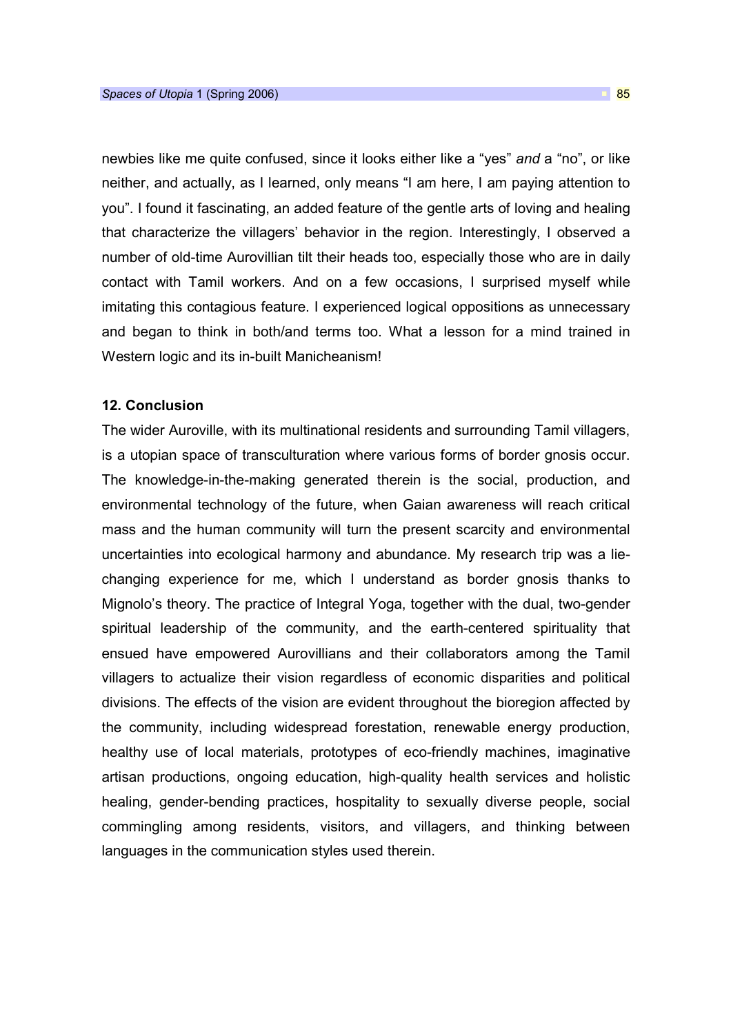newbies like me quite confused, since it looks either like a “yes” *and* a “no”, or like neither, and actually, as I learned, only means “I am here, I am paying attention to you”. I found it fascinating, an added feature of the gentle arts of loving and healing that characterize the villagers’ behavior in the region. Interestingly, I observed a number of old-time Aurovillian tilt their heads too, especially those who are in daily contact with Tamil workers. And on a few occasions, I surprised myself while imitating this contagious feature. I experienced logical oppositions as unnecessary and began to think in both/and terms too. What a lesson for a mind trained in Western logic and its in-built Manicheanism!

### 12. Conclusion

The wider Auroville, with its multinational residents and surrounding Tamil villagers, is a utopian space of transculturation where various forms of border gnosis occur. The knowledge-in-the-making generated therein is the social, production, and environmental technology of the future, when Gaian awareness will reach critical mass and the human community will turn the present scarcity and environmental uncertainties into ecological harmony and abundance. My research trip was a lie-changing experience for me, which I understand as border gnosis thanks to Mignolo’s theory. The practice of Integral Yoga, together with the dual, two-gender spiritual leadership of the community, and the earth-centered spirituality that ensued have empowered Aurovillians and their collaborators among the Tamil villagers to actualize their vision regardless of economic disparities and political divisions. The effects of the vision are evident throughout the bioregion affected by the community, including widespread forestation, renewable energy production, healthy use of local materials, prototypes of eco-friendly machines, imaginative artisan productions, ongoing education, high-quality health services and holistic healing, gender-bending practices, hospitality to sexually diverse people, social commingling among residents, visitors, and villagers, and thinking between languages in the communication styles used therein.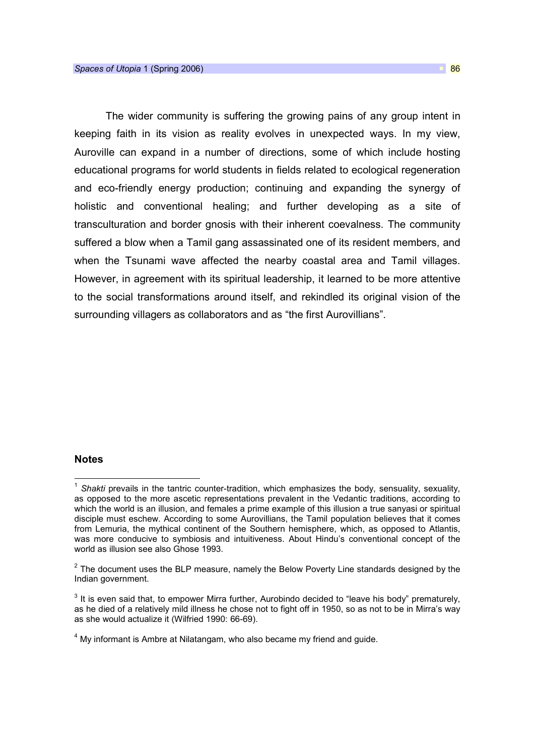The wider community is suffering the growing pains of any group intent in keeping faith in its vision as reality evolves in unexpected ways. In my view, Auroville can expand in a number of directions, some of which include hosting educational programs for world students in fields related to ecological regeneration and eco-friendly energy production; continuing and expanding the synergy of holistic and conventional healing; and further developing as a site of transculturation and border gnosis with their inherent coevalness. The community suffered a blow when a Tamil gang assassinated one of its resident members, and when the Tsunami wave affected the nearby coastal area and Tamil villages. However, in agreement with its spiritual leadership, it learned to be more attentive to the social transformations around itself, and rekindled its original vision of the surrounding villagers as collaborators and as "the first Aurovillians".

## Notes

[1] *Shakti* prevails in the tantric counter-tradition, which emphasizes the body, sensuality, sexuality, as opposed to the more ascetic representations prevalent in the Vedantic traditions, according to which the world is an illusion, and females a prime example of this illusion a true sanyasi or spiritual disciple must eschew. According to some Aurovillians, the Tamil population believes that it comes from Lemuria, the mythical continent of the Southern hemisphere, which, as opposed to Atlantis, was more conducive to symbiosis and intuitiveness. About Hindu's conventional concept of the world as illusion see also Ghose 1993.

[2] The document uses the BLP measure, namely the Below Poverty Line standards designed by the Indian government.

[3] It is even said that, to empower Mirra further, Aurobindo decided to "leave his body" prematurely, as he died of a relatively mild illness he chose not to fight off in 1950, so as not to be in Mirra's way as she would actualize it (Wilfried 1990: 66-69).

[4] My informant is Ambre at Nilatangam, who also became my friend and guide.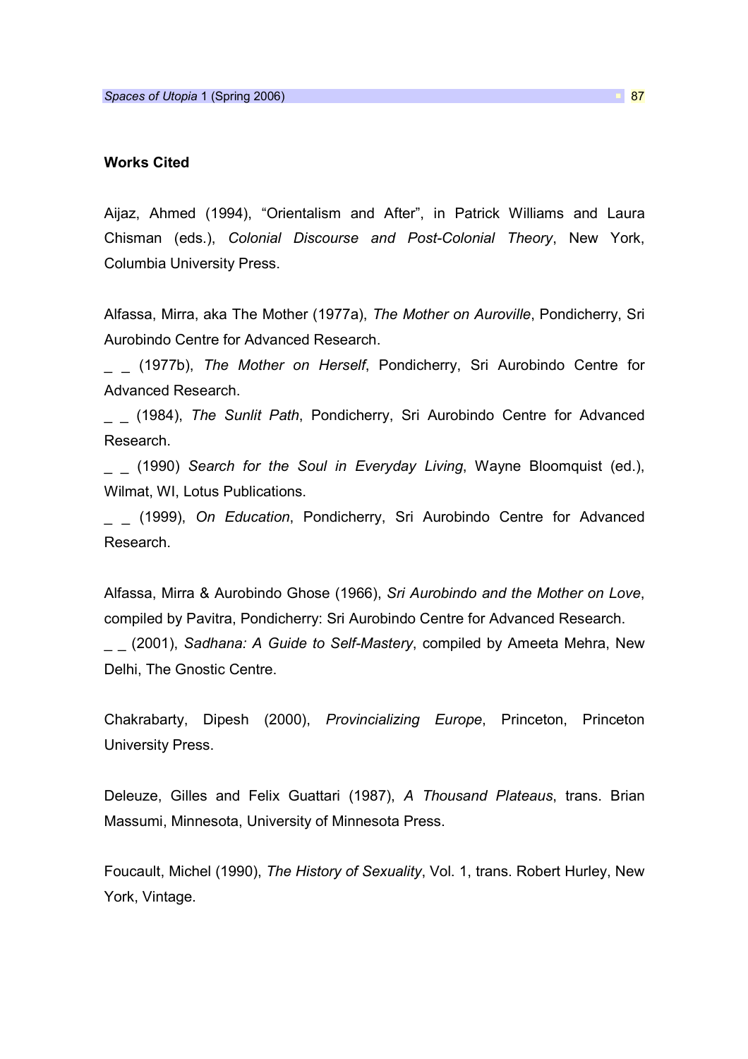**Works Cited**

Aijaz, Ahmed (1994), "Orientalism and After", in Patrick Williams and Laura Chisman (eds.), *Colonial Discourse and Post-Colonial Theory*, New York, Columbia University Press.

Alfassa, Mirra, aka The Mother (1977a), *The Mother on Auroville*, Pondicherry, Sri Aurobindo Centre for Advanced Research.

_ _ (1977b), *The Mother on Herself*, Pondicherry, Sri Aurobindo Centre for Advanced Research.

_ _ (1984), *The Sunlit Path*, Pondicherry, Sri Aurobindo Centre for Advanced Research.

_ _ (1990) *Search for the Soul in Everyday Living*, Wayne Bloomquist (ed.), Wilmat, WI, Lotus Publications.

_ _ (1999), *On Education*, Pondicherry, Sri Aurobindo Centre for Advanced Research.

Alfassa, Mirra & Aurobindo Ghose (1966), *Sri Aurobindo and the Mother on Love*, compiled by Pavitra, Pondicherry: Sri Aurobindo Centre for Advanced Research.

_ _ (2001), *Sadhana: A Guide to Self-Mastery*, compiled by Ameeta Mehra, New Delhi, The Gnostic Centre.

Chakrabarty, Dipesh (2000), *Provincializing Europe*, Princeton, Princeton University Press.

Deleuze, Gilles and Felix Guattari (1987), *A Thousand Plateaus*, trans. Brian Massumi, Minnesota, University of Minnesota Press.

Foucault, Michel (1990), *The History of Sexuality*, Vol. 1, trans. Robert Hurley, New York, Vintage.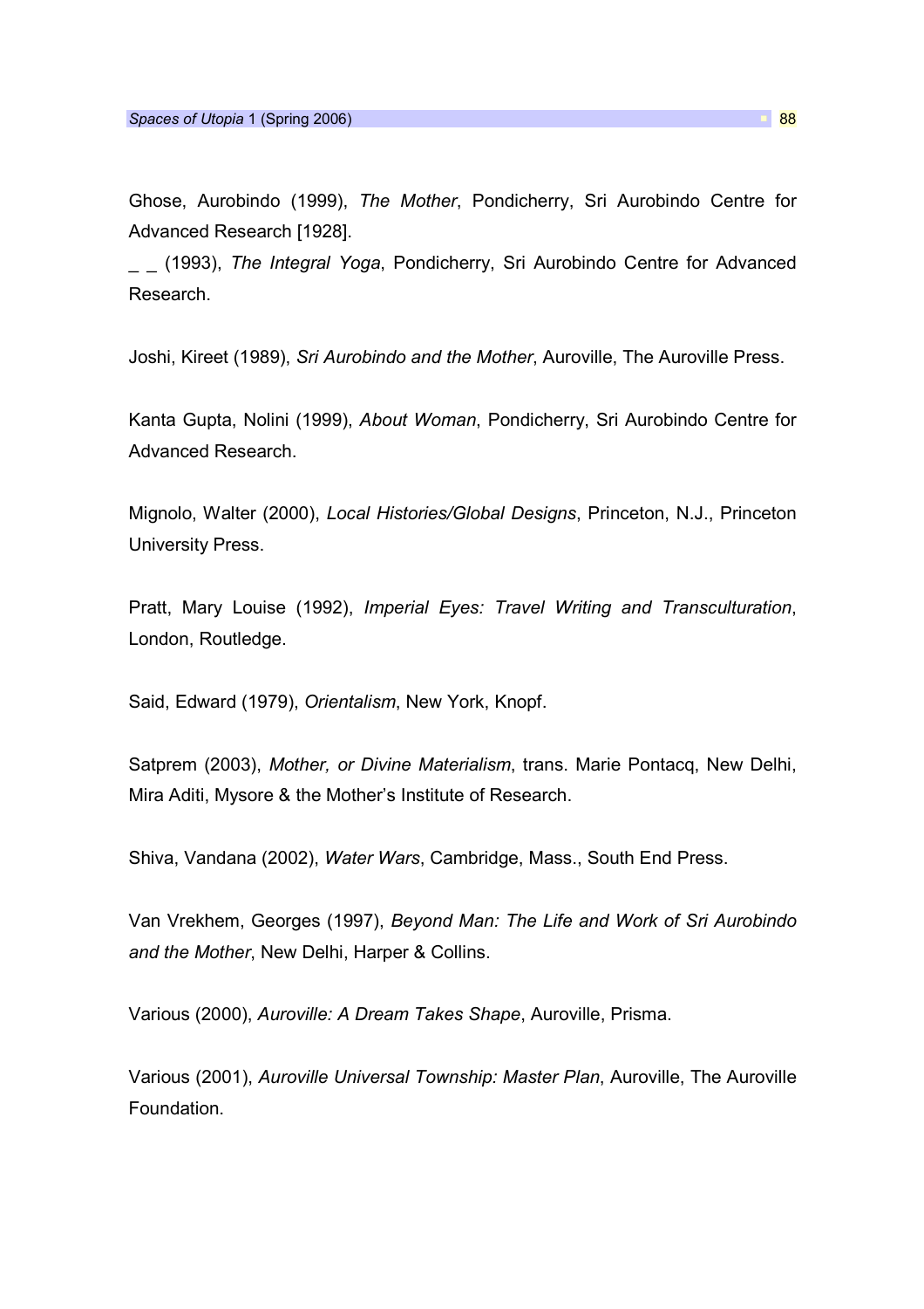Ghose, Aurobindo (1999), *The Mother*, Pondicherry, Sri Aurobindo Centre for Advanced Research [1928].

_ _ (1993), *The Integral Yoga*, Pondicherry, Sri Aurobindo Centre for Advanced Research.

Joshi, Kireet (1989), *Sri Aurobindo and the Mother*, Auroville, The Auroville Press.

Kanta Gupta, Nolini (1999), *About Woman*, Pondicherry, Sri Aurobindo Centre for Advanced Research.

Mignolo, Walter (2000), *Local Histories/Global Designs*, Princeton, N.J., Princeton University Press.

Pratt, Mary Louise (1992), *Imperial Eyes: Travel Writing and Transculturation*, London, Routledge.

Said, Edward (1979), *Orientalism*, New York, Knopf.

Satprem (2003), *Mother, or Divine Materialism*, trans. Marie Pontacq, New Delhi, Mira Aditi, Mysore & the Mother's Institute of Research.

Shiva, Vandana (2002), *Water Wars*, Cambridge, Mass., South End Press.

Van Vrekhem, Georges (1997), *Beyond Man: The Life and Work of Sri Aurobindo and the Mother*, New Delhi, Harper & Collins.

Various (2000), *Auroville: A Dream Takes Shape*, Auroville, Prisma.

Various (2001), *Auroville Universal Township: Master Plan*, Auroville, The Auroville Foundation.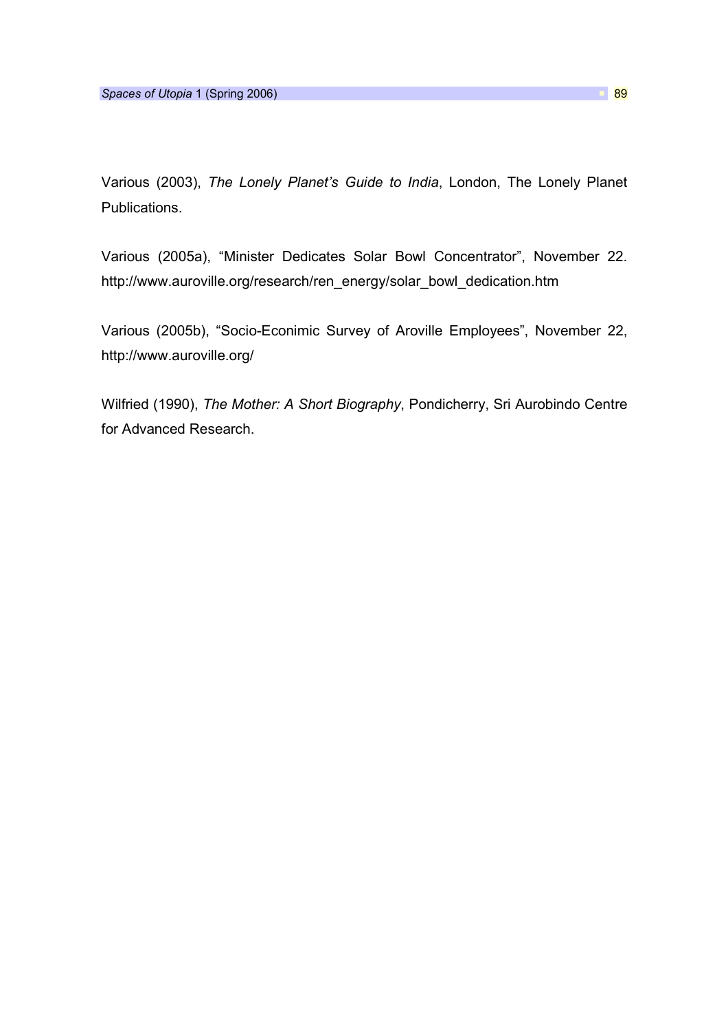Various (2003), *The Lonely Planet's Guide to India*, London, The Lonely Planet Publications.

Various (2005a), "Minister Dedicates Solar Bowl Concentrator", November 22. http://www.auroville.org/research/ren_energy/solar_bowl_dedication.htm

Various (2005b), "Socio-Econimic Survey of Aroville Employees", November 22, http://www.auroville.org/

Wilfried (1990), *The Mother: A Short Biography*, Pondicherry, Sri Aurobindo Centre for Advanced Research.